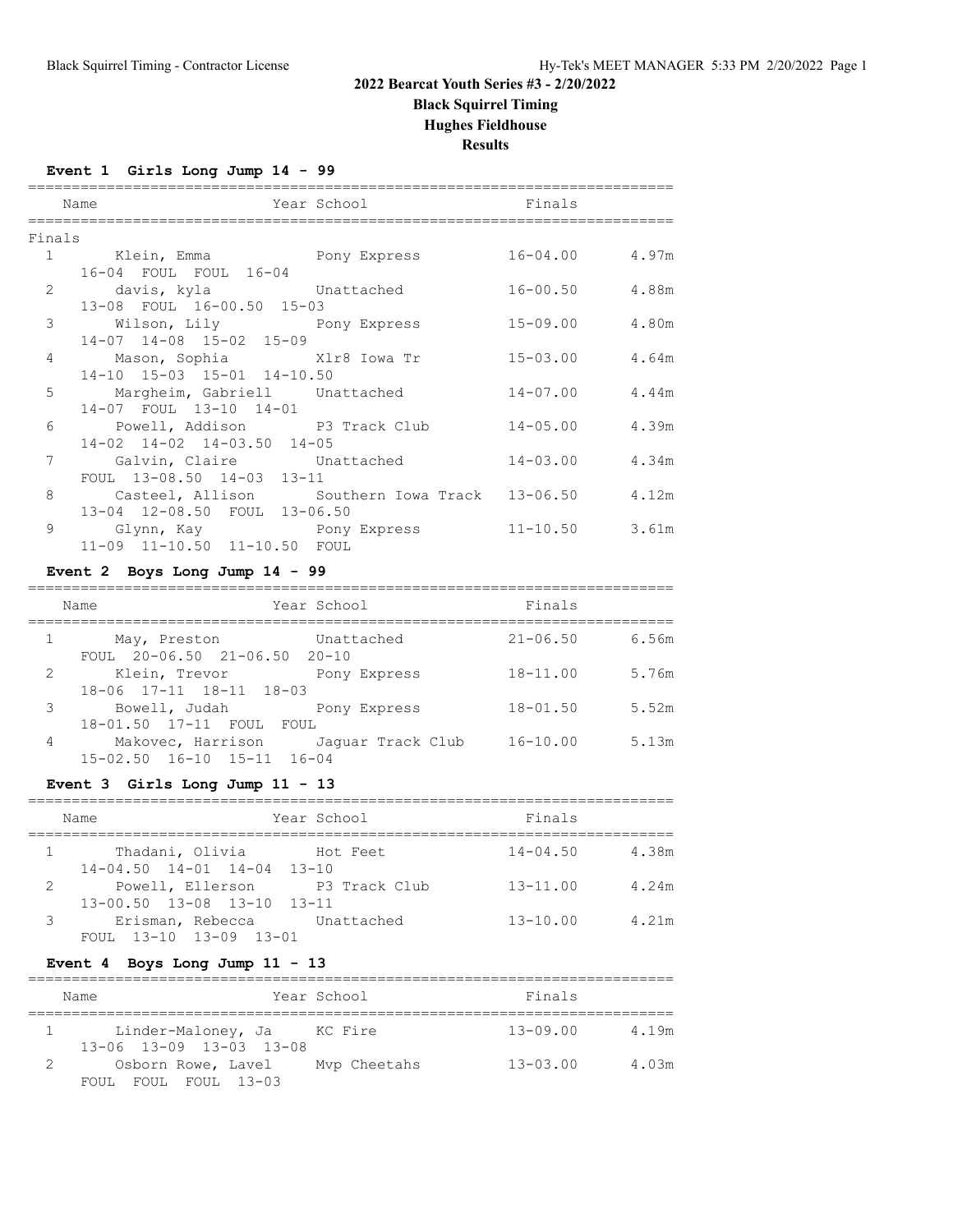# 2022 Bearcat Youth Series #3 - 2/20/2022

## Black Squirrel Timing

## Hughes Fieldhouse

## Results

### Event 1 Girls Long Jump 14 - 99

| Place | Name | Year | School | Finals | |
|---|---|---|---|---|---|
| **Finals** | | | | | |
| 1 | Klein, Emma | | Pony Express | 16-04.00 | 4.97m |
| | 16-04 FOUL FOUL 16-04 | | | | |
| 2 | davis, kyla | | Unattached | 16-00.50 | 4.88m |
| | 13-08 FOUL 16-00.50 15-03 | | | | |
| 3 | Wilson, Lily | | Pony Express | 15-09.00 | 4.80m |
| | 14-07 14-08 15-02 15-09 | | | | |
| 4 | Mason, Sophia | | Xlr8 Iowa Tr | 15-03.00 | 4.64m |
| | 14-10 15-03 15-01 14-10.50 | | | | |
| 5 | Margheim, Gabriell | | Unattached | 14-07.00 | 4.44m |
| | 14-07 FOUL 13-10 14-01 | | | | |
| 6 | Powell, Addison | | P3 Track Club | 14-05.00 | 4.39m |
| | 14-02 14-02 14-03.50 14-05 | | | | |
| 7 | Galvin, Claire | | Unattached | 14-03.00 | 4.34m |
| | FOUL 13-08.50 14-03 13-11 | | | | |
| 8 | Casteel, Allison | | Southern Iowa Track | 13-06.50 | 4.12m |
| | 13-04 12-08.50 FOUL 13-06.50 | | | | |
| 9 | Glynn, Kay | | Pony Express | 11-10.50 | 3.61m |
| | 11-09 11-10.50 11-10.50 FOUL | | | | |

### Event 2 Boys Long Jump 14 - 99

| Place | Name | Year | School | Finals | |
|---|---|---|---|---|---|
| 1 | May, Preston | | Unattached | 21-06.50 | 6.56m |
| | FOUL 20-06.50 21-06.50 20-10 | | | | |
| 2 | Klein, Trevor | | Pony Express | 18-11.00 | 5.76m |
| | 18-06 17-11 18-11 18-03 | | | | |
| 3 | Bowell, Judah | | Pony Express | 18-01.50 | 5.52m |
| | 18-01.50 17-11 FOUL FOUL | | | | |
| 4 | Makovec, Harrison | | Jaguar Track Club | 16-10.00 | 5.13m |
| | 15-02.50 16-10 15-11 16-04 | | | | |

### Event 3 Girls Long Jump 11 - 13

| Place | Name | Year | School | Finals | |
|---|---|---|---|---|---|
| 1 | Thadani, Olivia | | Hot Feet | 14-04.50 | 4.38m |
| | 14-04.50 14-01 14-04 13-10 | | | | |
| 2 | Powell, Ellerson | | P3 Track Club | 13-11.00 | 4.24m |
| | 13-00.50 13-08 13-10 13-11 | | | | |
| 3 | Erisman, Rebecca | | Unattached | 13-10.00 | 4.21m |
| | FOUL 13-10 13-09 13-01 | | | | |

### Event 4 Boys Long Jump 11 - 13

| Place | Name | Year | School | Finals | |
|---|---|---|---|---|---|
| 1 | Linder-Maloney, Ja | | KC Fire | 13-09.00 | 4.19m |
| | 13-06 13-09 13-03 13-08 | | | | |
| 2 | Osborn Rowe, Lavel | | Mvp Cheetahs | 13-03.00 | 4.03m |
| | FOUL FOUL FOUL 13-03 | | | | |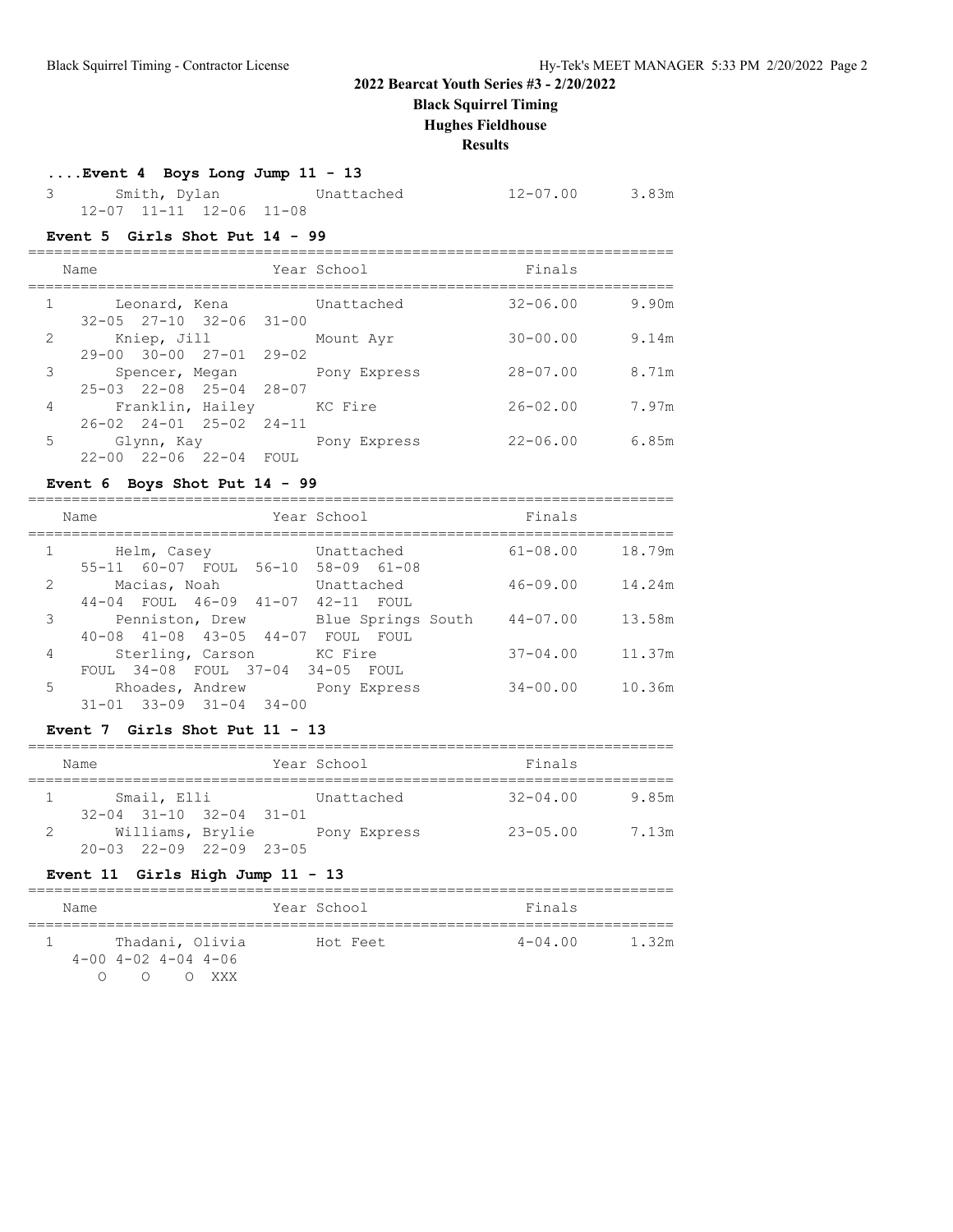## 2022 Bearcat Youth Series #3 - 2/20/2022

**Black Squirrel Timing**

**Hughes Fieldhouse**

**Results**

### ....Event 4 Boys Long Jump 11 - 13

| Place | Name | Year | School | Finals | |
|---|---|---|---|---|---|
| 3 | Smith, Dylan | | Unattached | 12-07.00 | 3.83m |
| | 12-07 11-11 12-06 11-08 | | | | |

### Event 5 Girls Shot Put 14 - 99

| Place | Name | Year | School | Finals | |
|---|---|---|---|---|---|
| 1 | Leonard, Kena | | Unattached | 32-06.00 | 9.90m |
| | 32-05 27-10 32-06 31-00 | | | | |
| 2 | Kniep, Jill | | Mount Ayr | 30-00.00 | 9.14m |
| | 29-00 30-00 27-01 29-02 | | | | |
| 3 | Spencer, Megan | | Pony Express | 28-07.00 | 8.71m |
| | 25-03 22-08 25-04 28-07 | | | | |
| 4 | Franklin, Hailey | | KC Fire | 26-02.00 | 7.97m |
| | 26-02 24-01 25-02 24-11 | | | | |
| 5 | Glynn, Kay | | Pony Express | 22-06.00 | 6.85m |
| | 22-00 22-06 22-04 FOUL | | | | |

### Event 6 Boys Shot Put 14 - 99

| Place | Name | Year | School | Finals | |
|---|---|---|---|---|---|
| 1 | Helm, Casey | | Unattached | 61-08.00 | 18.79m |
| | 55-11 60-07 FOUL 56-10 58-09 61-08 | | | | |
| 2 | Macias, Noah | | Unattached | 46-09.00 | 14.24m |
| | 44-04 FOUL 46-09 41-07 42-11 FOUL | | | | |
| 3 | Penniston, Drew | | Blue Springs South | 44-07.00 | 13.58m |
| | 40-08 41-08 43-05 44-07 FOUL FOUL | | | | |
| 4 | Sterling, Carson | | KC Fire | 37-04.00 | 11.37m |
| | FOUL 34-08 FOUL 37-04 34-05 FOUL | | | | |
| 5 | Rhoades, Andrew | | Pony Express | 34-00.00 | 10.36m |
| | 31-01 33-09 31-04 34-00 | | | | |

### Event 7 Girls Shot Put 11 - 13

| Place | Name | Year | School | Finals | |
|---|---|---|---|---|---|
| 1 | Smail, Elli | | Unattached | 32-04.00 | 9.85m |
| | 32-04 31-10 32-04 31-01 | | | | |
| 2 | Williams, Brylie | | Pony Express | 23-05.00 | 7.13m |
| | 20-03 22-09 22-09 23-05 | | | | |

### Event 11 Girls High Jump 11 - 13

| Place | Name | Year | School | Finals | |
|---|---|---|---|---|---|
| 1 | Thadani, Olivia | | Hot Feet | 4-04.00 | 1.32m |
| | 4-00 4-02 4-04 4-06 | | | | |
| | O O O XXX | | | | |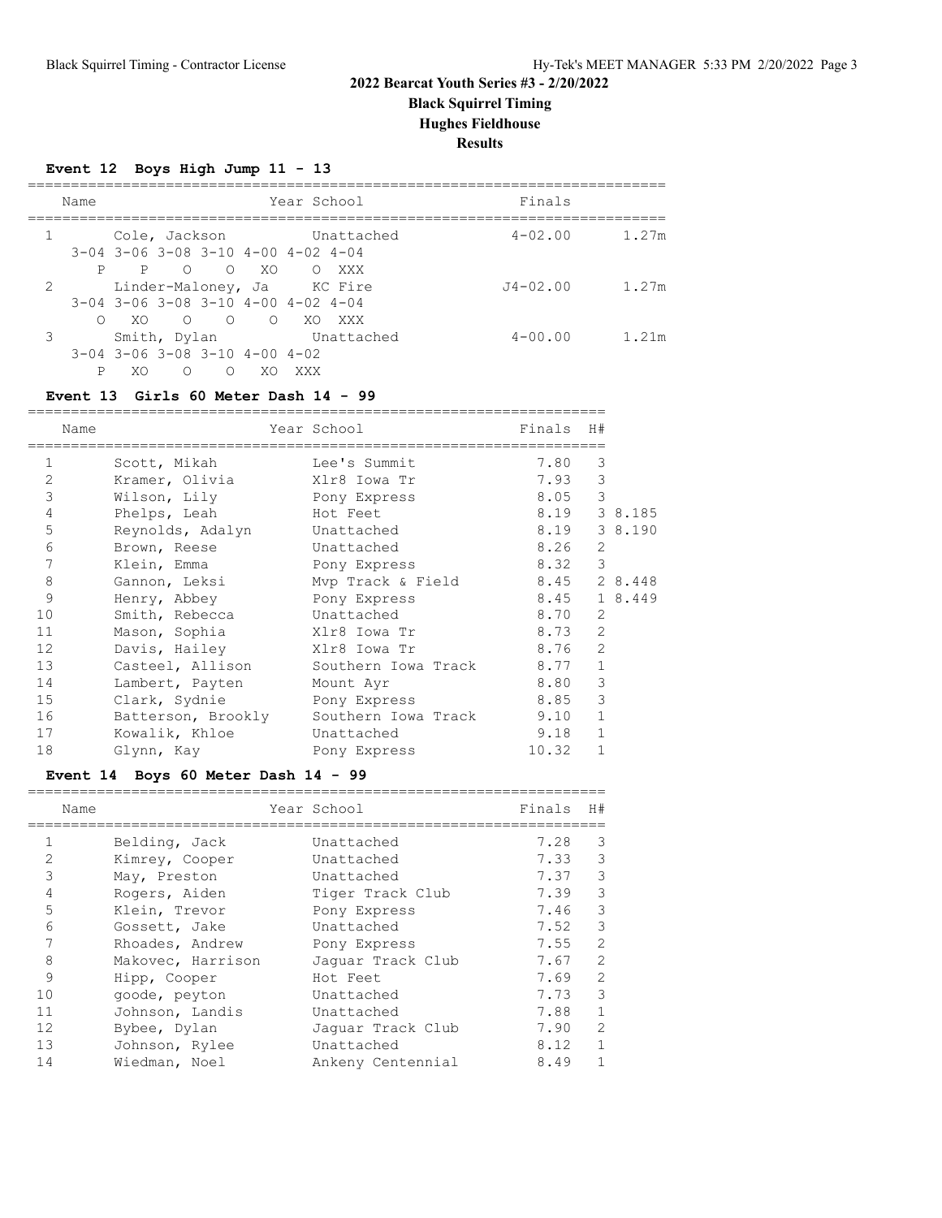**2022 Bearcat Youth Series #3 - 2/20/2022**
**Black Squirrel Timing**
**Hughes Fieldhouse**
**Results**

### Event 12 Boys High Jump 11 - 13

| | Name | Year | School | Finals | |
|---|---|---|---|---|---|
| 1 | Cole, Jackson | | Unattached | 4-02.00 | 1.27m |
| | 3-04 3-06 3-08 3-10 4-00 4-02 4-04 | | | | |
| | P P O O XO O XXX | | | | |
| 2 | Linder-Maloney, Ja | | KC Fire | J4-02.00 | 1.27m |
| | 3-04 3-06 3-08 3-10 4-00 4-02 4-04 | | | | |
| | O XO O O O XO XXX | | | | |
| 3 | Smith, Dylan | | Unattached | 4-00.00 | 1.21m |
| | 3-04 3-06 3-08 3-10 4-00 4-02 | | | | |
| | P XO O O XO XXX | | | | |

### Event 13 Girls 60 Meter Dash 14 - 99

| | Name | Year | School | Finals | H# | |
|---|---|---|---|---|---|---|
| 1 | Scott, Mikah | | Lee's Summit | 7.80 | 3 | |
| 2 | Kramer, Olivia | | Xlr8 Iowa Tr | 7.93 | 3 | |
| 3 | Wilson, Lily | | Pony Express | 8.05 | 3 | |
| 4 | Phelps, Leah | | Hot Feet | 8.19 | 3 | 8.185 |
| 5 | Reynolds, Adalyn | | Unattached | 8.19 | 3 | 8.190 |
| 6 | Brown, Reese | | Unattached | 8.26 | 2 | |
| 7 | Klein, Emma | | Pony Express | 8.32 | 3 | |
| 8 | Gannon, Leksi | | Mvp Track & Field | 8.45 | 2 | 8.448 |
| 9 | Henry, Abbey | | Pony Express | 8.45 | 1 | 8.449 |
| 10 | Smith, Rebecca | | Unattached | 8.70 | 2 | |
| 11 | Mason, Sophia | | Xlr8 Iowa Tr | 8.73 | 2 | |
| 12 | Davis, Hailey | | Xlr8 Iowa Tr | 8.76 | 2 | |
| 13 | Casteel, Allison | | Southern Iowa Track | 8.77 | 1 | |
| 14 | Lambert, Payten | | Mount Ayr | 8.80 | 3 | |
| 15 | Clark, Sydnie | | Pony Express | 8.85 | 3 | |
| 16 | Batterson, Brookly | | Southern Iowa Track | 9.10 | 1 | |
| 17 | Kowalik, Khloe | | Unattached | 9.18 | 1 | |
| 18 | Glynn, Kay | | Pony Express | 10.32 | 1 | |

### Event 14 Boys 60 Meter Dash 14 - 99

| | Name | Year | School | Finals | H# |
|---|---|---|---|---|---|
| 1 | Belding, Jack | | Unattached | 7.28 | 3 |
| 2 | Kimrey, Cooper | | Unattached | 7.33 | 3 |
| 3 | May, Preston | | Unattached | 7.37 | 3 |
| 4 | Rogers, Aiden | | Tiger Track Club | 7.39 | 3 |
| 5 | Klein, Trevor | | Pony Express | 7.46 | 3 |
| 6 | Gossett, Jake | | Unattached | 7.52 | 3 |
| 7 | Rhoades, Andrew | | Pony Express | 7.55 | 2 |
| 8 | Makovec, Harrison | | Jaguar Track Club | 7.67 | 2 |
| 9 | Hipp, Cooper | | Hot Feet | 7.69 | 2 |
| 10 | goode, peyton | | Unattached | 7.73 | 3 |
| 11 | Johnson, Landis | | Unattached | 7.88 | 1 |
| 12 | Bybee, Dylan | | Jaguar Track Club | 7.90 | 2 |
| 13 | Johnson, Rylee | | Unattached | 8.12 | 1 |
| 14 | Wiedman, Noel | | Ankeny Centennial | 8.49 | 1 |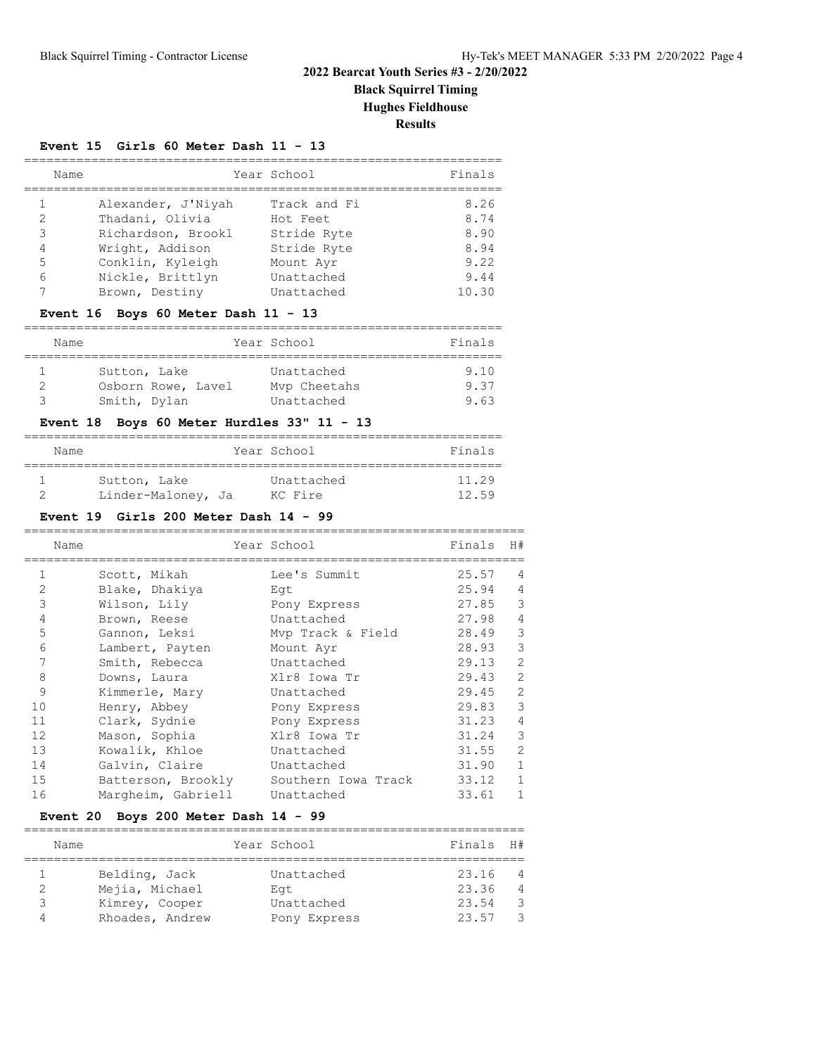# 2022 Bearcat Youth Series #3 - 2/20/2022

**Black Squirrel Timing**

**Hughes Fieldhouse**

**Results**

### Event 15 Girls 60 Meter Dash 11 - 13

| | Name | Year | School | Finals |
|---|---|---|---|---|
| 1 | Alexander, J'Niyah | | Track and Fi | 8.26 |
| 2 | Thadani, Olivia | | Hot Feet | 8.74 |
| 3 | Richardson, Brookl | | Stride Ryte | 8.90 |
| 4 | Wright, Addison | | Stride Ryte | 8.94 |
| 5 | Conklin, Kyleigh | | Mount Ayr | 9.22 |
| 6 | Nickle, Brittlyn | | Unattached | 9.44 |
| 7 | Brown, Destiny | | Unattached | 10.30 |

### Event 16 Boys 60 Meter Dash 11 - 13

| | Name | Year | School | Finals |
|---|---|---|---|---|
| 1 | Sutton, Lake | | Unattached | 9.10 |
| 2 | Osborn Rowe, Lavel | | Mvp Cheetahs | 9.37 |
| 3 | Smith, Dylan | | Unattached | 9.63 |

### Event 18 Boys 60 Meter Hurdles 33" 11 - 13

| | Name | Year | School | Finals |
|---|---|---|---|---|
| 1 | Sutton, Lake | | Unattached | 11.29 |
| 2 | Linder-Maloney, Ja | | KC Fire | 12.59 |

### Event 19 Girls 200 Meter Dash 14 - 99

| | Name | Year | School | Finals | H# |
|---|---|---|---|---|---|
| 1 | Scott, Mikah | | Lee's Summit | 25.57 | 4 |
| 2 | Blake, Dhakiya | | Egt | 25.94 | 4 |
| 3 | Wilson, Lily | | Pony Express | 27.85 | 3 |
| 4 | Brown, Reese | | Unattached | 27.98 | 4 |
| 5 | Gannon, Leksi | | Mvp Track & Field | 28.49 | 3 |
| 6 | Lambert, Payten | | Mount Ayr | 28.93 | 3 |
| 7 | Smith, Rebecca | | Unattached | 29.13 | 2 |
| 8 | Downs, Laura | | Xlr8 Iowa Tr | 29.43 | 2 |
| 9 | Kimmerle, Mary | | Unattached | 29.45 | 2 |
| 10 | Henry, Abbey | | Pony Express | 29.83 | 3 |
| 11 | Clark, Sydnie | | Pony Express | 31.23 | 4 |
| 12 | Mason, Sophia | | Xlr8 Iowa Tr | 31.24 | 3 |
| 13 | Kowalik, Khloe | | Unattached | 31.55 | 2 |
| 14 | Galvin, Claire | | Unattached | 31.90 | 1 |
| 15 | Batterson, Brookly | | Southern Iowa Track | 33.12 | 1 |
| 16 | Margheim, Gabriell | | Unattached | 33.61 | 1 |

### Event 20 Boys 200 Meter Dash 14 - 99

| | Name | Year | School | Finals | H# |
|---|---|---|---|---|---|
| 1 | Belding, Jack | | Unattached | 23.16 | 4 |
| 2 | Mejia, Michael | | Egt | 23.36 | 4 |
| 3 | Kimrey, Cooper | | Unattached | 23.54 | 3 |
| 4 | Rhoades, Andrew | | Pony Express | 23.57 | 3 |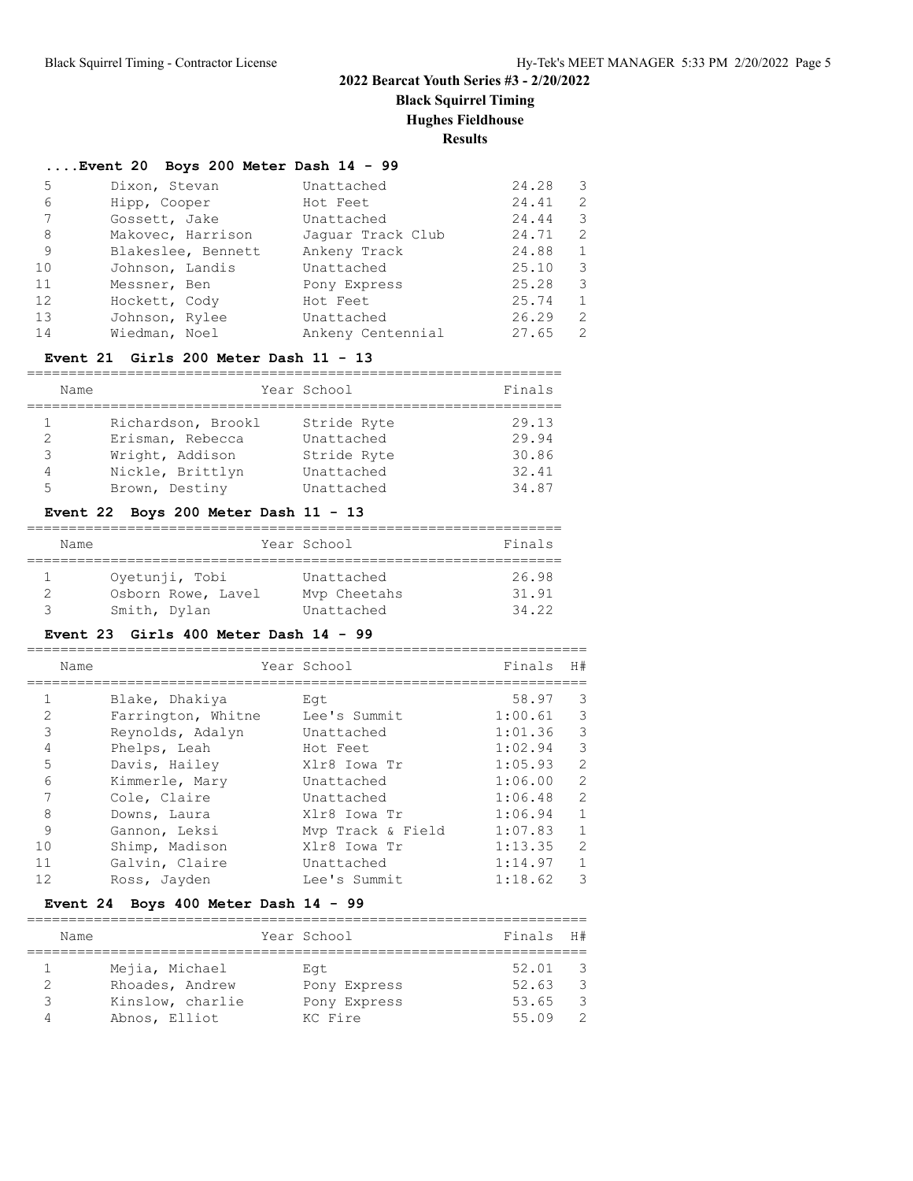## 2022 Bearcat Youth Series #3 - 2/20/2022

**Black Squirrel Timing**
**Hughes Fieldhouse**
**Results**

### ....Event 20 Boys 200 Meter Dash 14 - 99

| | Name | Year School | Finals | H# |
|---|---|---|---|---|
| 5 | Dixon, Stevan | Unattached | 24.28 | 3 |
| 6 | Hipp, Cooper | Hot Feet | 24.41 | 2 |
| 7 | Gossett, Jake | Unattached | 24.44 | 3 |
| 8 | Makovec, Harrison | Jaguar Track Club | 24.71 | 2 |
| 9 | Blakeslee, Bennett | Ankeny Track | 24.88 | 1 |
| 10 | Johnson, Landis | Unattached | 25.10 | 3 |
| 11 | Messner, Ben | Pony Express | 25.28 | 3 |
| 12 | Hockett, Cody | Hot Feet | 25.74 | 1 |
| 13 | Johnson, Rylee | Unattached | 26.29 | 2 |
| 14 | Wiedman, Noel | Ankeny Centennial | 27.65 | 2 |

### Event 21 Girls 200 Meter Dash 11 - 13

| | Name | Year School | Finals |
|---|---|---|---|
| 1 | Richardson, Brookl | Stride Ryte | 29.13 |
| 2 | Erisman, Rebecca | Unattached | 29.94 |
| 3 | Wright, Addison | Stride Ryte | 30.86 |
| 4 | Nickle, Brittlyn | Unattached | 32.41 |
| 5 | Brown, Destiny | Unattached | 34.87 |

### Event 22 Boys 200 Meter Dash 11 - 13

| | Name | Year School | Finals |
|---|---|---|---|
| 1 | Oyetunji, Tobi | Unattached | 26.98 |
| 2 | Osborn Rowe, Lavel | Mvp Cheetahs | 31.91 |
| 3 | Smith, Dylan | Unattached | 34.22 |

### Event 23 Girls 400 Meter Dash 14 - 99

| | Name | Year School | Finals | H# |
|---|---|---|---|---|
| 1 | Blake, Dhakiya | Egt | 58.97 | 3 |
| 2 | Farrington, Whitne | Lee's Summit | 1:00.61 | 3 |
| 3 | Reynolds, Adalyn | Unattached | 1:01.36 | 3 |
| 4 | Phelps, Leah | Hot Feet | 1:02.94 | 3 |
| 5 | Davis, Hailey | Xlr8 Iowa Tr | 1:05.93 | 2 |
| 6 | Kimmerle, Mary | Unattached | 1:06.00 | 2 |
| 7 | Cole, Claire | Unattached | 1:06.48 | 2 |
| 8 | Downs, Laura | Xlr8 Iowa Tr | 1:06.94 | 1 |
| 9 | Gannon, Leksi | Mvp Track & Field | 1:07.83 | 1 |
| 10 | Shimp, Madison | Xlr8 Iowa Tr | 1:13.35 | 2 |
| 11 | Galvin, Claire | Unattached | 1:14.97 | 1 |
| 12 | Ross, Jayden | Lee's Summit | 1:18.62 | 3 |

### Event 24 Boys 400 Meter Dash 14 - 99

| | Name | Year School | Finals | H# |
|---|---|---|---|---|
| 1 | Mejia, Michael | Egt | 52.01 | 3 |
| 2 | Rhoades, Andrew | Pony Express | 52.63 | 3 |
| 3 | Kinslow, charlie | Pony Express | 53.65 | 3 |
| 4 | Abnos, Elliot | KC Fire | 55.09 | 2 |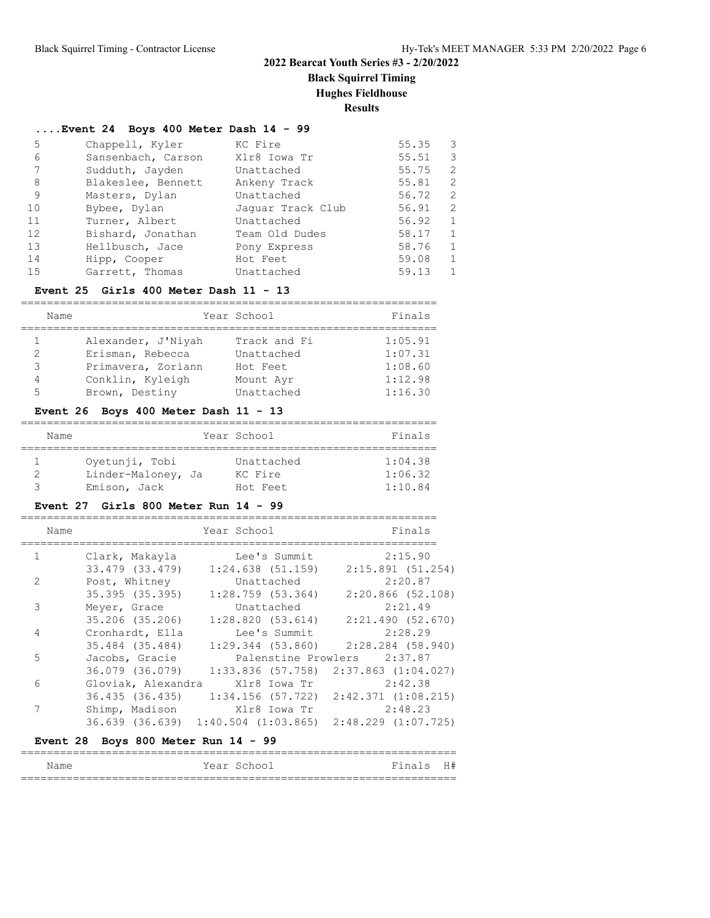## 2022 Bearcat Youth Series #3 - 2/20/2022

**Black Squirrel Timing**

**Hughes Fieldhouse**

**Results**

### ....Event 24 Boys 400 Meter Dash 14 - 99

| | Name | Year | School | Finals | H# |
|---|---|---|---|---|---|
| 5 | Chappell, Kyler | | KC Fire | 55.35 | 3 |
| 6 | Sansenbach, Carson | | Xlr8 Iowa Tr | 55.51 | 3 |
| 7 | Sudduth, Jayden | | Unattached | 55.75 | 2 |
| 8 | Blakeslee, Bennett | | Ankeny Track | 55.81 | 2 |
| 9 | Masters, Dylan | | Unattached | 56.72 | 2 |
| 10 | Bybee, Dylan | | Jaguar Track Club | 56.91 | 2 |
| 11 | Turner, Albert | | Unattached | 56.92 | 1 |
| 12 | Bishard, Jonathan | | Team Old Dudes | 58.17 | 1 |
| 13 | Hellbusch, Jace | | Pony Express | 58.76 | 1 |
| 14 | Hipp, Cooper | | Hot Feet | 59.08 | 1 |
| 15 | Garrett, Thomas | | Unattached | 59.13 | 1 |

### Event 25 Girls 400 Meter Dash 11 - 13

| | Name | Year | School | Finals |
|---|---|---|---|---|
| 1 | Alexander, J'Niyah | | Track and Fi | 1:05.91 |
| 2 | Erisman, Rebecca | | Unattached | 1:07.31 |
| 3 | Primavera, Zoriann | | Hot Feet | 1:08.60 |
| 4 | Conklin, Kyleigh | | Mount Ayr | 1:12.98 |
| 5 | Brown, Destiny | | Unattached | 1:16.30 |

### Event 26 Boys 400 Meter Dash 11 - 13

| | Name | Year | School | Finals |
|---|---|---|---|---|
| 1 | Oyetunji, Tobi | | Unattached | 1:04.38 |
| 2 | Linder-Maloney, Ja | | KC Fire | 1:06.32 |
| 3 | Emison, Jack | | Hot Feet | 1:10.84 |

### Event 27 Girls 800 Meter Run 14 - 99

| | Name | Year | School | Finals |
|---|---|---|---|---|
| 1 | Clark, Makayla | | Lee's Summit | 2:15.90 |
| | 33.479 (33.479) | 1:24.638 (51.159) | 2:15.891 (51.254) | |
| 2 | Post, Whitney | | Unattached | 2:20.87 |
| | 35.395 (35.395) | 1:28.759 (53.364) | 2:20.866 (52.108) | |
| 3 | Meyer, Grace | | Unattached | 2:21.49 |
| | 35.206 (35.206) | 1:28.820 (53.614) | 2:21.490 (52.670) | |
| 4 | Cronhardt, Ella | | Lee's Summit | 2:28.29 |
| | 35.484 (35.484) | 1:29.344 (53.860) | 2:28.284 (58.940) | |
| 5 | Jacobs, Gracie | | Palenstine Prowlers | 2:37.87 |
| | 36.079 (36.079) | 1:33.836 (57.758) | 2:37.863 (1:04.027) | |
| 6 | Gloviak, Alexandra | | Xlr8 Iowa Tr | 2:42.38 |
| | 36.435 (36.435) | 1:34.156 (57.722) | 2:42.371 (1:08.215) | |
| 7 | Shimp, Madison | | Xlr8 Iowa Tr | 2:48.23 |
| | 36.639 (36.639) | 1:40.504 (1:03.865) | 2:48.229 (1:07.725) | |

### Event 28 Boys 800 Meter Run 14 - 99

| Name | Year | School | Finals | H# |
|---|---|---|---|---|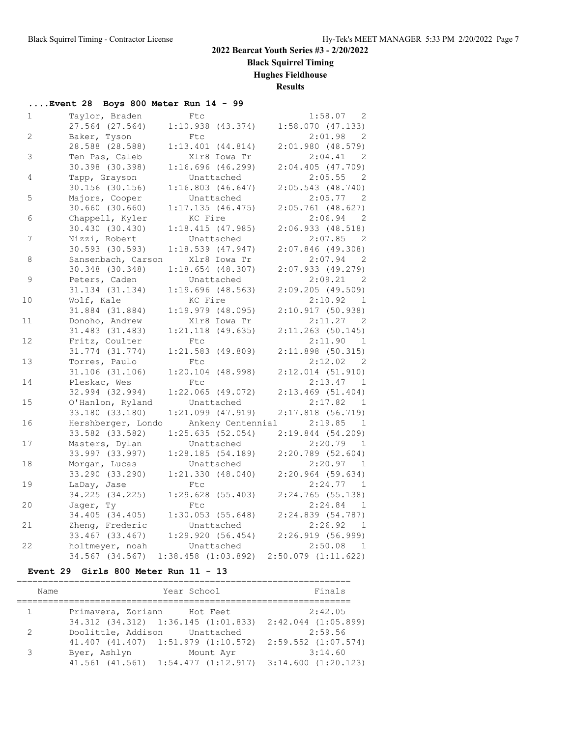# 2022 Bearcat Youth Series #3 - 2/20/2022

**Black Squirrel Timing**
**Hughes Fieldhouse**
**Results**

### ....Event 28 Boys 800 Meter Run 14 - 99

| Place | Name | School | Finals | H# |
|---|---|---|---|---|
| 1 | Taylor, Braden | Ftc | 1:58.07 | 2 |
| | 27.564 (27.564) | 1:10.938 (43.374) | 1:58.070 (47.133) | |
| 2 | Baker, Tyson | Ftc | 2:01.98 | 2 |
| | 28.588 (28.588) | 1:13.401 (44.814) | 2:01.980 (48.579) | |
| 3 | Ten Pas, Caleb | Xlr8 Iowa Tr | 2:04.41 | 2 |
| | 30.398 (30.398) | 1:16.696 (46.299) | 2:04.405 (47.709) | |
| 4 | Tapp, Grayson | Unattached | 2:05.55 | 2 |
| | 30.156 (30.156) | 1:16.803 (46.647) | 2:05.543 (48.740) | |
| 5 | Majors, Cooper | Unattached | 2:05.77 | 2 |
| | 30.660 (30.660) | 1:17.135 (46.475) | 2:05.761 (48.627) | |
| 6 | Chappell, Kyler | KC Fire | 2:06.94 | 2 |
| | 30.430 (30.430) | 1:18.415 (47.985) | 2:06.933 (48.518) | |
| 7 | Nizzi, Robert | Unattached | 2:07.85 | 2 |
| | 30.593 (30.593) | 1:18.539 (47.947) | 2:07.846 (49.308) | |
| 8 | Sansenbach, Carson | Xlr8 Iowa Tr | 2:07.94 | 2 |
| | 30.348 (30.348) | 1:18.654 (48.307) | 2:07.933 (49.279) | |
| 9 | Peters, Caden | Unattached | 2:09.21 | 2 |
| | 31.134 (31.134) | 1:19.696 (48.563) | 2:09.205 (49.509) | |
| 10 | Wolf, Kale | KC Fire | 2:10.92 | 1 |
| | 31.884 (31.884) | 1:19.979 (48.095) | 2:10.917 (50.938) | |
| 11 | Donoho, Andrew | Xlr8 Iowa Tr | 2:11.27 | 2 |
| | 31.483 (31.483) | 1:21.118 (49.635) | 2:11.263 (50.145) | |
| 12 | Fritz, Coulter | Ftc | 2:11.90 | 1 |
| | 31.774 (31.774) | 1:21.583 (49.809) | 2:11.898 (50.315) | |
| 13 | Torres, Paulo | Ftc | 2:12.02 | 2 |
| | 31.106 (31.106) | 1:20.104 (48.998) | 2:12.014 (51.910) | |
| 14 | Pleskac, Wes | Ftc | 2:13.47 | 1 |
| | 32.994 (32.994) | 1:22.065 (49.072) | 2:13.469 (51.404) | |
| 15 | O'Hanlon, Ryland | Unattached | 2:17.82 | 1 |
| | 33.180 (33.180) | 1:21.099 (47.919) | 2:17.818 (56.719) | |
| 16 | Hershberger, Londo | Ankeny Centennial | 2:19.85 | 1 |
| | 33.582 (33.582) | 1:25.635 (52.054) | 2:19.844 (54.209) | |
| 17 | Masters, Dylan | Unattached | 2:20.79 | 1 |
| | 33.997 (33.997) | 1:28.185 (54.189) | 2:20.789 (52.604) | |
| 18 | Morgan, Lucas | Unattached | 2:20.97 | 1 |
| | 33.290 (33.290) | 1:21.330 (48.040) | 2:20.964 (59.634) | |
| 19 | LaDay, Jase | Ftc | 2:24.77 | 1 |
| | 34.225 (34.225) | 1:29.628 (55.403) | 2:24.765 (55.138) | |
| 20 | Jager, Ty | Ftc | 2:24.84 | 1 |
| | 34.405 (34.405) | 1:30.053 (55.648) | 2:24.839 (54.787) | |
| 21 | Zheng, Frederic | Unattached | 2:26.92 | 1 |
| | 33.467 (33.467) | 1:29.920 (56.454) | 2:26.919 (56.999) | |
| 22 | holtmeyer, noah | Unattached | 2:50.08 | 1 |
| | 34.567 (34.567) | 1:38.458 (1:03.892) | 2:50.079 (1:11.622) | |

### Event 29 Girls 800 Meter Run 11 - 13

| | Name | Year School | Finals |
|---|---|---|---|
| 1 | Primavera, Zoriann | Hot Feet | 2:42.05 |
| | 34.312 (34.312) | 1:36.145 (1:01.833) | 2:42.044 (1:05.899) |
| 2 | Doolittle, Addison | Unattached | 2:59.56 |
| | 41.407 (41.407) | 1:51.979 (1:10.572) | 2:59.552 (1:07.574) |
| 3 | Byer, Ashlyn | Mount Ayr | 3:14.60 |
| | 41.561 (41.561) | 1:54.477 (1:12.917) | 3:14.600 (1:20.123) |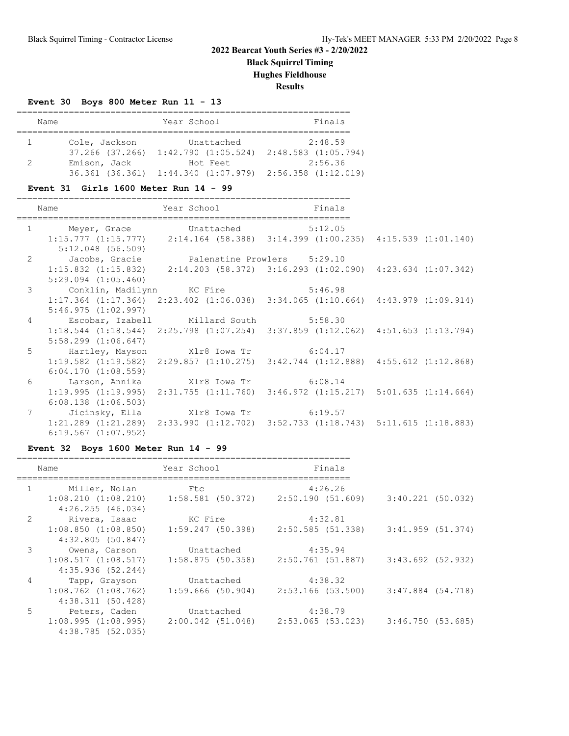# 2022 Bearcat Youth Series #3 - 2/20/2022

**Black Squirrel Timing**

**Hughes Fieldhouse**

**Results**

### Event 30 Boys 800 Meter Run 11 - 13

| Place | Name | Year | School | Finals |
|---|---|---|---|---|
| 1 | Cole, Jackson | | Unattached | 2:48.59 |
| | 37.266 (37.266) 1:42.790 (1:05.524) 2:48.583 (1:05.794) | | | |
| 2 | Emison, Jack | | Hot Feet | 2:56.36 |
| | 36.361 (36.361) 1:44.340 (1:07.979) 2:56.358 (1:12.019) | | | |

### Event 31 Girls 1600 Meter Run 14 - 99

| Place | Name | Year | School | Finals |
|---|---|---|---|---|
| 1 | Meyer, Grace | | Unattached | 5:12.05 |
| | 1:15.777 (1:15.777) 2:14.164 (58.388) 3:14.399 (1:00.235) 4:15.539 (1:01.140) 5:12.048 (56.509) | | | |
| 2 | Jacobs, Gracie | | Palenstine Prowlers | 5:29.10 |
| | 1:15.832 (1:15.832) 2:14.203 (58.372) 3:16.293 (1:02.090) 4:23.634 (1:07.342) 5:29.094 (1:05.460) | | | |
| 3 | Conklin, Madilynn | | KC Fire | 5:46.98 |
| | 1:17.364 (1:17.364) 2:23.402 (1:06.038) 3:34.065 (1:10.664) 4:43.979 (1:09.914) 5:46.975 (1:02.997) | | | |
| 4 | Escobar, Izabell | | Millard South | 5:58.30 |
| | 1:18.544 (1:18.544) 2:25.798 (1:07.254) 3:37.859 (1:12.062) 4:51.653 (1:13.794) 5:58.299 (1:06.647) | | | |
| 5 | Hartley, Mayson | | Xlr8 Iowa Tr | 6:04.17 |
| | 1:19.582 (1:19.582) 2:29.857 (1:10.275) 3:42.744 (1:12.888) 4:55.612 (1:12.868) 6:04.170 (1:08.559) | | | |
| 6 | Larson, Annika | | Xlr8 Iowa Tr | 6:08.14 |
| | 1:19.995 (1:19.995) 2:31.755 (1:11.760) 3:46.972 (1:15.217) 5:01.635 (1:14.664) 6:08.138 (1:06.503) | | | |
| 7 | Jicinsky, Ella | | Xlr8 Iowa Tr | 6:19.57 |
| | 1:21.289 (1:21.289) 2:33.990 (1:12.702) 3:52.733 (1:18.743) 5:11.615 (1:18.883) 6:19.567 (1:07.952) | | | |

### Event 32 Boys 1600 Meter Run 14 - 99

| Place | Name | Year | School | Finals |
|---|---|---|---|---|
| 1 | Miller, Nolan | | Ftc | 4:26.26 |
| | 1:08.210 (1:08.210) 1:58.581 (50.372) 2:50.190 (51.609) 3:40.221 (50.032) 4:26.255 (46.034) | | | |
| 2 | Rivera, Isaac | | KC Fire | 4:32.81 |
| | 1:08.850 (1:08.850) 1:59.247 (50.398) 2:50.585 (51.338) 3:41.959 (51.374) 4:32.805 (50.847) | | | |
| 3 | Owens, Carson | | Unattached | 4:35.94 |
| | 1:08.517 (1:08.517) 1:58.875 (50.358) 2:50.761 (51.887) 3:43.692 (52.932) 4:35.936 (52.244) | | | |
| 4 | Tapp, Grayson | | Unattached | 4:38.32 |
| | 1:08.762 (1:08.762) 1:59.666 (50.904) 2:53.166 (53.500) 3:47.884 (54.718) 4:38.311 (50.428) | | | |
| 5 | Peters, Caden | | Unattached | 4:38.79 |
| | 1:08.995 (1:08.995) 2:00.042 (51.048) 2:53.065 (53.023) 3:46.750 (53.685) 4:38.785 (52.035) | | | |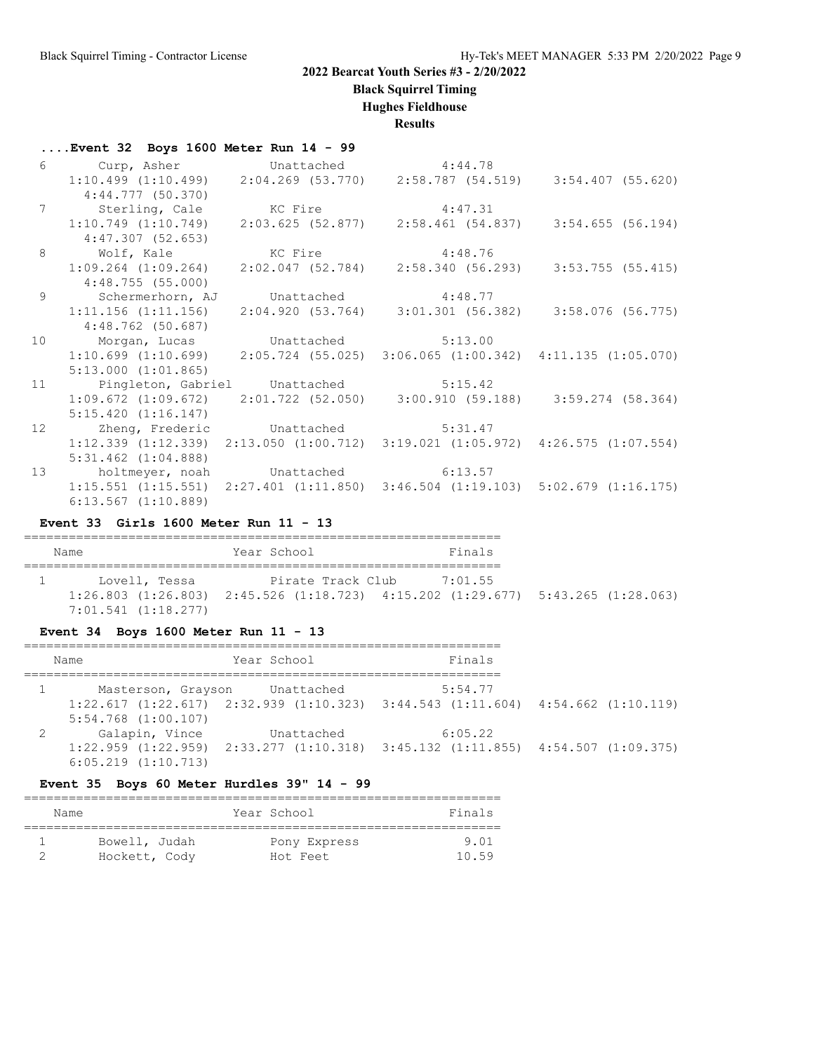## 2022 Bearcat Youth Series #3 - 2/20/2022

**Black Squirrel Timing**

**Hughes Fieldhouse**

**Results**

### ....Event 32 Boys 1600 Meter Run 14 - 99

| Place | Name | School | Finals |
|---|---|---|---|
| 6 | Curp, Asher | Unattached | 4:44.78 |
| | 1:10.499 (1:10.499) 2:04.269 (53.770) 2:58.787 (54.519) 3:54.407 (55.620) 4:44.777 (50.370) | | |
| 7 | Sterling, Cale | KC Fire | 4:47.31 |
| | 1:10.749 (1:10.749) 2:03.625 (52.877) 2:58.461 (54.837) 3:54.655 (56.194) 4:47.307 (52.653) | | |
| 8 | Wolf, Kale | KC Fire | 4:48.76 |
| | 1:09.264 (1:09.264) 2:02.047 (52.784) 2:58.340 (56.293) 3:53.755 (55.415) 4:48.755 (55.000) | | |
| 9 | Schermerhorn, AJ | Unattached | 4:48.77 |
| | 1:11.156 (1:11.156) 2:04.920 (53.764) 3:01.301 (56.382) 3:58.076 (56.775) 4:48.762 (50.687) | | |
| 10 | Morgan, Lucas | Unattached | 5:13.00 |
| | 1:10.699 (1:10.699) 2:05.724 (55.025) 3:06.065 (1:00.342) 4:11.135 (1:05.070) 5:13.000 (1:01.865) | | |
| 11 | Pingleton, Gabriel | Unattached | 5:15.42 |
| | 1:09.672 (1:09.672) 2:01.722 (52.050) 3:00.910 (59.188) 3:59.274 (58.364) 5:15.420 (1:16.147) | | |
| 12 | Zheng, Frederic | Unattached | 5:31.47 |
| | 1:12.339 (1:12.339) 2:13.050 (1:00.712) 3:19.021 (1:05.972) 4:26.575 (1:07.554) 5:31.462 (1:04.888) | | |
| 13 | holtmeyer, noah | Unattached | 6:13.57 |
| | 1:15.551 (1:15.551) 2:27.401 (1:11.850) 3:46.504 (1:19.103) 5:02.679 (1:16.175) 6:13.567 (1:10.889) | | |

### Event 33 Girls 1600 Meter Run 11 - 13

| Place | Name | Year School | Finals |
|---|---|---|---|
| 1 | Lovell, Tessa | Pirate Track Club | 7:01.55 |
| | 1:26.803 (1:26.803) 2:45.526 (1:18.723) 4:15.202 (1:29.677) 5:43.265 (1:28.063) 7:01.541 (1:18.277) | | |

### Event 34 Boys 1600 Meter Run 11 - 13

| Place | Name | Year School | Finals |
|---|---|---|---|
| 1 | Masterson, Grayson | Unattached | 5:54.77 |
| | 1:22.617 (1:22.617) 2:32.939 (1:10.323) 3:44.543 (1:11.604) 4:54.662 (1:10.119) 5:54.768 (1:00.107) | | |
| 2 | Galapin, Vince | Unattached | 6:05.22 |
| | 1:22.959 (1:22.959) 2:33.277 (1:10.318) 3:45.132 (1:11.855) 4:54.507 (1:09.375) 6:05.219 (1:10.713) | | |

### Event 35 Boys 60 Meter Hurdles 39" 14 - 99

| Place | Name | Year School | Finals |
|---|---|---|---|
| 1 | Bowell, Judah | Pony Express | 9.01 |
| 2 | Hockett, Cody | Hot Feet | 10.59 |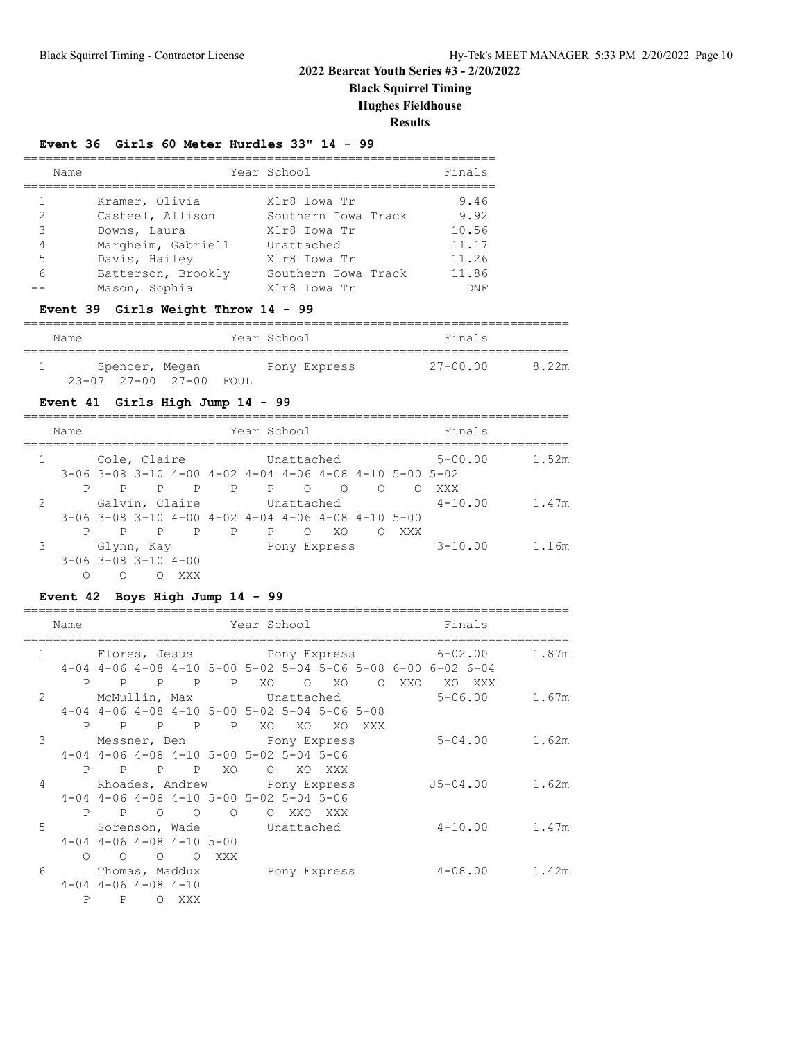**2022 Bearcat Youth Series #3 - 2/20/2022**

**Black Squirrel Timing**

**Hughes Fieldhouse**

**Results**

### Event 36 Girls 60 Meter Hurdles 33" 14 - 99

| | Name | Year | School | Finals |
|---|---|---|---|---|
| 1 | Kramer, Olivia | | Xlr8 Iowa Tr | 9.46 |
| 2 | Casteel, Allison | | Southern Iowa Track | 9.92 |
| 3 | Downs, Laura | | Xlr8 Iowa Tr | 10.56 |
| 4 | Margheim, Gabriell | | Unattached | 11.17 |
| 5 | Davis, Hailey | | Xlr8 Iowa Tr | 11.26 |
| 6 | Batterson, Brookly | | Southern Iowa Track | 11.86 |
| -- | Mason, Sophia | | Xlr8 Iowa Tr | DNF |

### Event 39 Girls Weight Throw 14 - 99

| | Name | Year | School | Finals | |
|---|---|---|---|---|---|
| 1 | Spencer, Megan | | Pony Express | 27-00.00 | 8.22m |

```
23-07 27-00 27-00 FOUL
```

### Event 41 Girls High Jump 14 - 99

| | Name | Year | School | Finals | |
|---|---|---|---|---|---|
| 1 | Cole, Claire | | Unattached | 5-00.00 | 1.52m |
| 2 | Galvin, Claire | | Unattached | 4-10.00 | 1.47m |
| 3 | Glynn, Kay | | Pony Express | 3-10.00 | 1.16m |

```
1  Cole, Claire
   3-06 3-08 3-10 4-00 4-02 4-04 4-06 4-08 4-10 5-00 5-02
      P    P    P    P    P    P    O    O    O    O  XXX
2  Galvin, Claire
   3-06 3-08 3-10 4-00 4-02 4-04 4-06 4-08 4-10 5-00
      P    P    P    P    P    P    O   XO    O  XXX
3  Glynn, Kay
   3-06 3-08 3-10 4-00
      O    O    O  XXX
```

### Event 42 Boys High Jump 14 - 99

| | Name | Year | School | Finals | |
|---|---|---|---|---|---|
| 1 | Flores, Jesus | | Pony Express | 6-02.00 | 1.87m |
| 2 | McMullin, Max | | Unattached | 5-06.00 | 1.67m |
| 3 | Messner, Ben | | Pony Express | 5-04.00 | 1.62m |
| 4 | Rhoades, Andrew | | Pony Express | J5-04.00 | 1.62m |
| 5 | Sorenson, Wade | | Unattached | 4-10.00 | 1.47m |
| 6 | Thomas, Maddux | | Pony Express | 4-08.00 | 1.42m |

```
1  Flores, Jesus
   4-04 4-06 4-08 4-10 5-00 5-02 5-04 5-06 5-08 6-00 6-02 6-04
      P    P    P    P    P   XO    O   XO    O  XXO   XO  XXX
2  McMullin, Max
   4-04 4-06 4-08 4-10 5-00 5-02 5-04 5-06 5-08
      P    P    P    P    P   XO   XO   XO  XXX
3  Messner, Ben
   4-04 4-06 4-08 4-10 5-00 5-02 5-04 5-06
      P    P    P    P   XO    O   XO  XXX
4  Rhoades, Andrew
   4-04 4-06 4-08 4-10 5-00 5-02 5-04 5-06
      P    P    O    O    O    O  XXO  XXX
5  Sorenson, Wade
   4-04 4-06 4-08 4-10 5-00
      O    O    O    O  XXX
6  Thomas, Maddux
   4-04 4-06 4-08 4-10
      P    P    O  XXX
```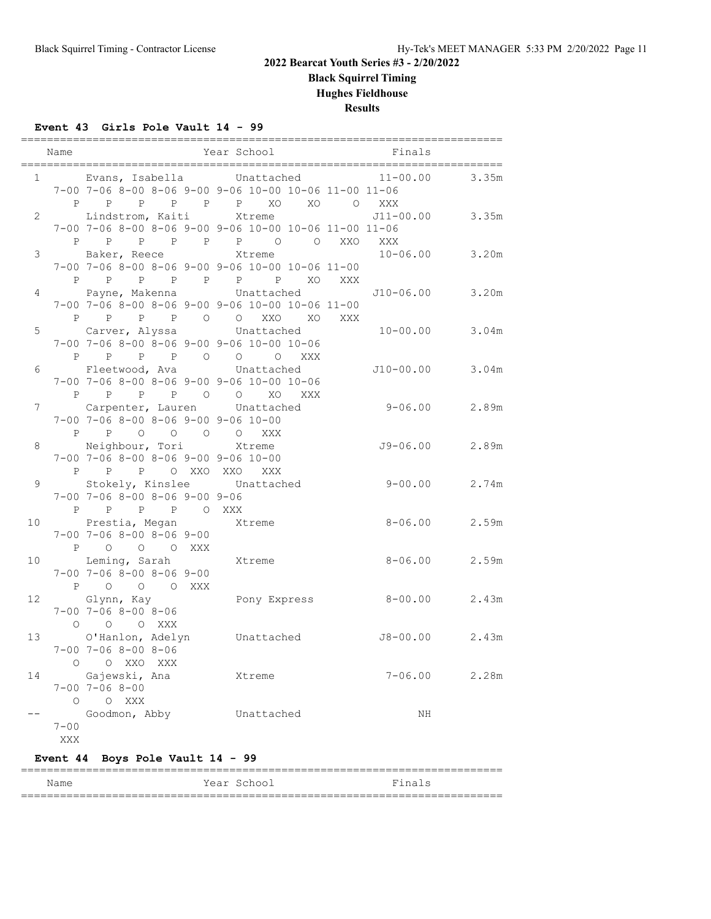**2022 Bearcat Youth Series #3 - 2/20/2022**

**Black Squirrel Timing**

**Hughes Fieldhouse**

**Results**

### Event 43 Girls Pole Vault 14 - 99

```
=========================================================================
   Name                     Year School                 Finals           
=========================================================================
  1      Evans, Isabella        Unattached             11-00.00     3.35m 
     7-00 7-06 8-00 8-06 9-00 9-06 10-00 10-06 11-00 11-06
        P    P    P    P    P    P    XO    XO     O   XXX
  2      Lindstrom, Kaiti       Xtreme                J11-00.00     3.35m 
     7-00 7-06 8-00 8-06 9-00 9-06 10-00 10-06 11-00 11-06
        P    P    P    P    P    P     O     O   XXO   XXX
  3      Baker, Reece           Xtreme                 10-06.00     3.20m 
     7-00 7-06 8-00 8-06 9-00 9-06 10-00 10-06 11-00
        P    P    P    P    P    P     P    XO   XXX
  4      Payne, Makenna         Unattached            J10-06.00     3.20m 
     7-00 7-06 8-00 8-06 9-00 9-06 10-00 10-06 11-00
        P    P    P    P    O    O   XXO    XO   XXX
  5      Carver, Alyssa         Unattached             10-00.00     3.04m 
     7-00 7-06 8-00 8-06 9-00 9-06 10-00 10-06
        P    P    P    P    O    O     O   XXX
  6      Fleetwood, Ava         Unattached            J10-00.00     3.04m 
     7-00 7-06 8-00 8-06 9-00 9-06 10-00 10-06
        P    P    P    P    O    O    XO   XXX
  7      Carpenter, Lauren      Unattached              9-06.00     2.89m 
     7-00 7-06 8-00 8-06 9-00 9-06 10-00
        P    P    O    O    O    O   XXX
  8      Neighbour, Tori        Xtreme                 J9-06.00     2.89m 
     7-00 7-06 8-00 8-06 9-00 9-06 10-00
        P    P    P    O  XXO  XXO   XXX
  9      Stokely, Kinslee       Unattached              9-00.00     2.74m 
     7-00 7-06 8-00 8-06 9-00 9-06
        P    P    P    P    O  XXX
 10      Prestia, Megan         Xtreme                  8-06.00     2.59m 
     7-00 7-06 8-00 8-06 9-00
        P    O    O    O  XXX
 10      Leming, Sarah          Xtreme                  8-06.00     2.59m 
     7-00 7-06 8-00 8-06 9-00
        P    O    O    O  XXX
 12      Glynn, Kay             Pony Express            8-00.00     2.43m 
     7-00 7-06 8-00 8-06
        O    O    O  XXX
 13      O'Hanlon, Adelyn       Unattached             J8-00.00     2.43m 
     7-00 7-06 8-00 8-06
        O    O  XXO  XXX
 14      Gajewski, Ana          Xtreme                  7-06.00     2.28m 
     7-00 7-06 8-00
        O    O  XXX
 --      Goodmon, Abby          Unattached                   NH           
     7-00
      XXX
```

### Event 44 Boys Pole Vault 14 - 99

```
=========================================================================
   Name                     Year School                 Finals           
=========================================================================
```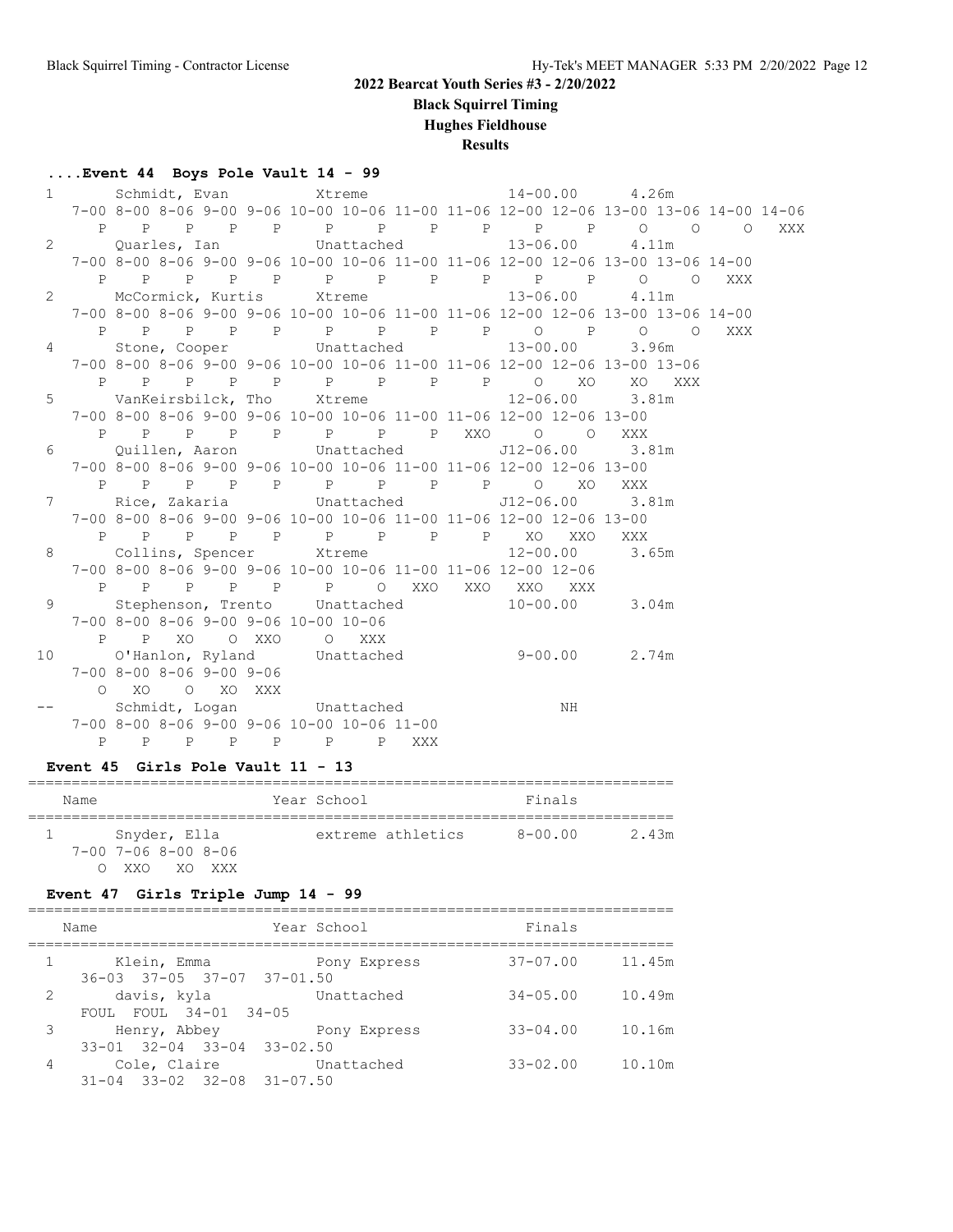## 2022 Bearcat Youth Series #3 - 2/20/2022

**Black Squirrel Timing**

**Hughes Fieldhouse**

**Results**

### ....Event 44 Boys Pole Vault 14 - 99

```
  1       Schmidt, Evan          Xtreme                 14-00.00      4.26m
     7-00 8-00 8-06 9-00 9-06 10-00 10-06 11-00 11-06 12-00 12-06 13-00 13-06 14-00 14-06
        P    P    P    P    P     P     P     P     P     P     P     O     O     O   XXX
  2       Quarles, Ian           Unattached             13-06.00      4.11m
     7-00 8-00 8-06 9-00 9-06 10-00 10-06 11-00 11-06 12-00 12-06 13-00 13-06 14-00
        P    P    P    P    P     P     P     P     P     P     P     O     O   XXX
  2       McCormick, Kurtis      Xtreme                 13-06.00      4.11m
     7-00 8-00 8-06 9-00 9-06 10-00 10-06 11-00 11-06 12-00 12-06 13-00 13-06 14-00
        P    P    P    P    P     P     P     P     P     O     P     O     O   XXX
  4       Stone, Cooper          Unattached             13-00.00      3.96m
     7-00 8-00 8-06 9-00 9-06 10-00 10-06 11-00 11-06 12-00 12-06 13-00 13-06
        P    P    P    P    P     P     P     P     P     O    XO    XO   XXX
  5       VanKeirsbilck, Tho     Xtreme                 12-06.00      3.81m
     7-00 8-00 8-06 9-00 9-06 10-00 10-06 11-00 11-06 12-00 12-06 13-00
        P    P    P    P    P     P     P     P   XXO     O     O   XXX
  6       Quillen, Aaron         Unattached            J12-06.00      3.81m
     7-00 8-00 8-06 9-00 9-06 10-00 10-06 11-00 11-06 12-00 12-06 13-00
        P    P    P    P    P     P     P     P     P     O    XO   XXX
  7       Rice, Zakaria          Unattached            J12-06.00      3.81m
     7-00 8-00 8-06 9-00 9-06 10-00 10-06 11-00 11-06 12-00 12-06 13-00
        P    P    P    P    P     P     P     P     P    XO   XXO   XXX
  8       Collins, Spencer       Xtreme                 12-00.00      3.65m
     7-00 8-00 8-06 9-00 9-06 10-00 10-06 11-00 11-06 12-00 12-06
        P    P    P    P    P     P     O   XXO   XXO   XXO   XXX
  9       Stephenson, Trento     Unattached             10-00.00      3.04m
     7-00 8-00 8-06 9-00 9-06 10-00 10-06
        P    P   XO    O  XXO     O   XXX
 10       O'Hanlon, Ryland       Unattached              9-00.00      2.74m
     7-00 8-00 8-06 9-00 9-06
        O   XO    O   XO  XXX
 --       Schmidt, Logan         Unattached                  NH
     7-00 8-00 8-06 9-00 9-06 10-00 10-06 11-00
        P    P    P    P    P     P     P   XXX
```

### Event 45 Girls Pole Vault 11 - 13

```
=========================================================================
   Name                    Year School                  Finals
=========================================================================
  1       Snyder, Ella           extreme athletics       8-00.00      2.43m
     7-00 7-06 8-00 8-06
        O  XXO   XO  XXX
```

### Event 47 Girls Triple Jump 14 - 99

```
=========================================================================
   Name                    Year School                  Finals
=========================================================================
  1       Klein, Emma            Pony Express           37-07.00     11.45m
     36-03  37-05  37-07  37-01.50
  2       davis, kyla            Unattached             34-05.00     10.49m
     FOUL  FOUL  34-01  34-05
  3       Henry, Abbey           Pony Express           33-04.00     10.16m
     33-01  32-04  33-04  33-02.50
  4       Cole, Claire           Unattached             33-02.00     10.10m
     31-04  33-02  32-08  31-07.50
```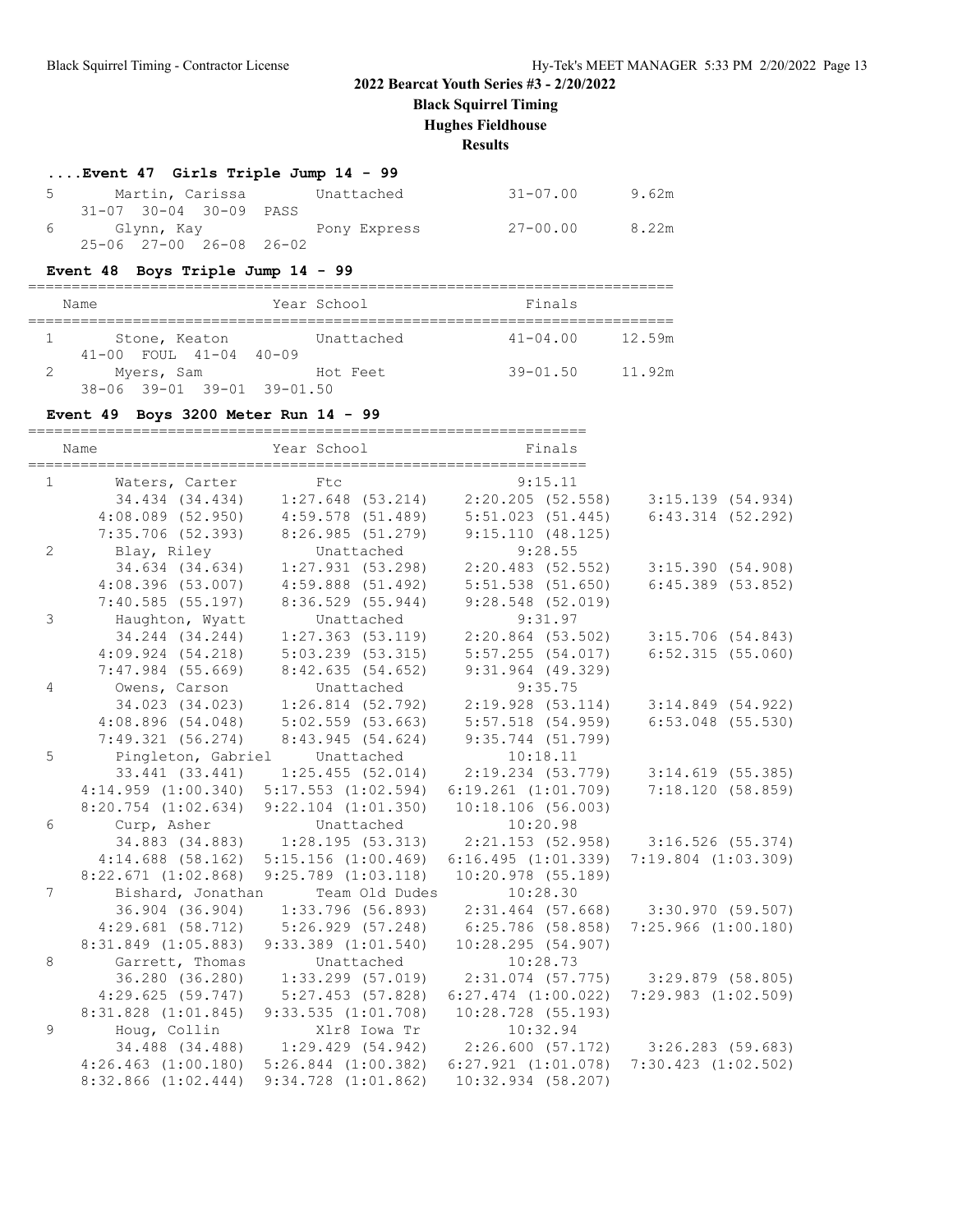**2022 Bearcat Youth Series #3 - 2/20/2022**

**Black Squirrel Timing**

**Hughes Fieldhouse**

**Results**

### ....Event 47 Girls Triple Jump 14 - 99

| | Name | Year School | Finals | |
|---|---|---|---|---|
| 5 | Martin, Carissa | Unattached | 31-07.00 | 9.62m |
| | 31-07 30-04 30-09 PASS | | | |
| 6 | Glynn, Kay | Pony Express | 27-00.00 | 8.22m |
| | 25-06 27-00 26-08 26-02 | | | |

### Event 48 Boys Triple Jump 14 - 99

| | Name | Year School | Finals | |
|---|---|---|---|---|
| 1 | Stone, Keaton | Unattached | 41-04.00 | 12.59m |
| | 41-00 FOUL 41-04 40-09 | | | |
| 2 | Myers, Sam | Hot Feet | 39-01.50 | 11.92m |
| | 38-06 39-01 39-01 39-01.50 | | | |

### Event 49 Boys 3200 Meter Run 14 - 99

| | Name | Year School | Finals | |
|---|---|---|---|---|
| 1 | Waters, Carter | Ftc | 9:15.11 | |
| | 34.434 (34.434) | 1:27.648 (53.214) | 2:20.205 (52.558) | 3:15.139 (54.934) |
| | 4:08.089 (52.950) | 4:59.578 (51.489) | 5:51.023 (51.445) | 6:43.314 (52.292) |
| | 7:35.706 (52.393) | 8:26.985 (51.279) | 9:15.110 (48.125) | |
| 2 | Blay, Riley | Unattached | 9:28.55 | |
| | 34.634 (34.634) | 1:27.931 (53.298) | 2:20.483 (52.552) | 3:15.390 (54.908) |
| | 4:08.396 (53.007) | 4:59.888 (51.492) | 5:51.538 (51.650) | 6:45.389 (53.852) |
| | 7:40.585 (55.197) | 8:36.529 (55.944) | 9:28.548 (52.019) | |
| 3 | Haughton, Wyatt | Unattached | 9:31.97 | |
| | 34.244 (34.244) | 1:27.363 (53.119) | 2:20.864 (53.502) | 3:15.706 (54.843) |
| | 4:09.924 (54.218) | 5:03.239 (53.315) | 5:57.255 (54.017) | 6:52.315 (55.060) |
| | 7:47.984 (55.669) | 8:42.635 (54.652) | 9:31.964 (49.329) | |
| 4 | Owens, Carson | Unattached | 9:35.75 | |
| | 34.023 (34.023) | 1:26.814 (52.792) | 2:19.928 (53.114) | 3:14.849 (54.922) |
| | 4:08.896 (54.048) | 5:02.559 (53.663) | 5:57.518 (54.959) | 6:53.048 (55.530) |
| | 7:49.321 (56.274) | 8:43.945 (54.624) | 9:35.744 (51.799) | |
| 5 | Pingleton, Gabriel | Unattached | 10:18.11 | |
| | 33.441 (33.441) | 1:25.455 (52.014) | 2:19.234 (53.779) | 3:14.619 (55.385) |
| | 4:14.959 (1:00.340) | 5:17.553 (1:02.594) | 6:19.261 (1:01.709) | 7:18.120 (58.859) |
| | 8:20.754 (1:02.634) | 9:22.104 (1:01.350) | 10:18.106 (56.003) | |
| 6 | Curp, Asher | Unattached | 10:20.98 | |
| | 34.883 (34.883) | 1:28.195 (53.313) | 2:21.153 (52.958) | 3:16.526 (55.374) |
| | 4:14.688 (58.162) | 5:15.156 (1:00.469) | 6:16.495 (1:01.339) | 7:19.804 (1:03.309) |
| | 8:22.671 (1:02.868) | 9:25.789 (1:03.118) | 10:20.978 (55.189) | |
| 7 | Bishard, Jonathan | Team Old Dudes | 10:28.30 | |
| | 36.904 (36.904) | 1:33.796 (56.893) | 2:31.464 (57.668) | 3:30.970 (59.507) |
| | 4:29.681 (58.712) | 5:26.929 (57.248) | 6:25.786 (58.858) | 7:25.966 (1:00.180) |
| | 8:31.849 (1:05.883) | 9:33.389 (1:01.540) | 10:28.295 (54.907) | |
| 8 | Garrett, Thomas | Unattached | 10:28.73 | |
| | 36.280 (36.280) | 1:33.299 (57.019) | 2:31.074 (57.775) | 3:29.879 (58.805) |
| | 4:29.625 (59.747) | 5:27.453 (57.828) | 6:27.474 (1:00.022) | 7:29.983 (1:02.509) |
| | 8:31.828 (1:01.845) | 9:33.535 (1:01.708) | 10:28.728 (55.193) | |
| 9 | Houg, Collin | Xlr8 Iowa Tr | 10:32.94 | |
| | 34.488 (34.488) | 1:29.429 (54.942) | 2:26.600 (57.172) | 3:26.283 (59.683) |
| | 4:26.463 (1:00.180) | 5:26.844 (1:00.382) | 6:27.921 (1:01.078) | 7:30.423 (1:02.502) |
| | 8:32.866 (1:02.444) | 9:34.728 (1:01.862) | 10:32.934 (58.207) | |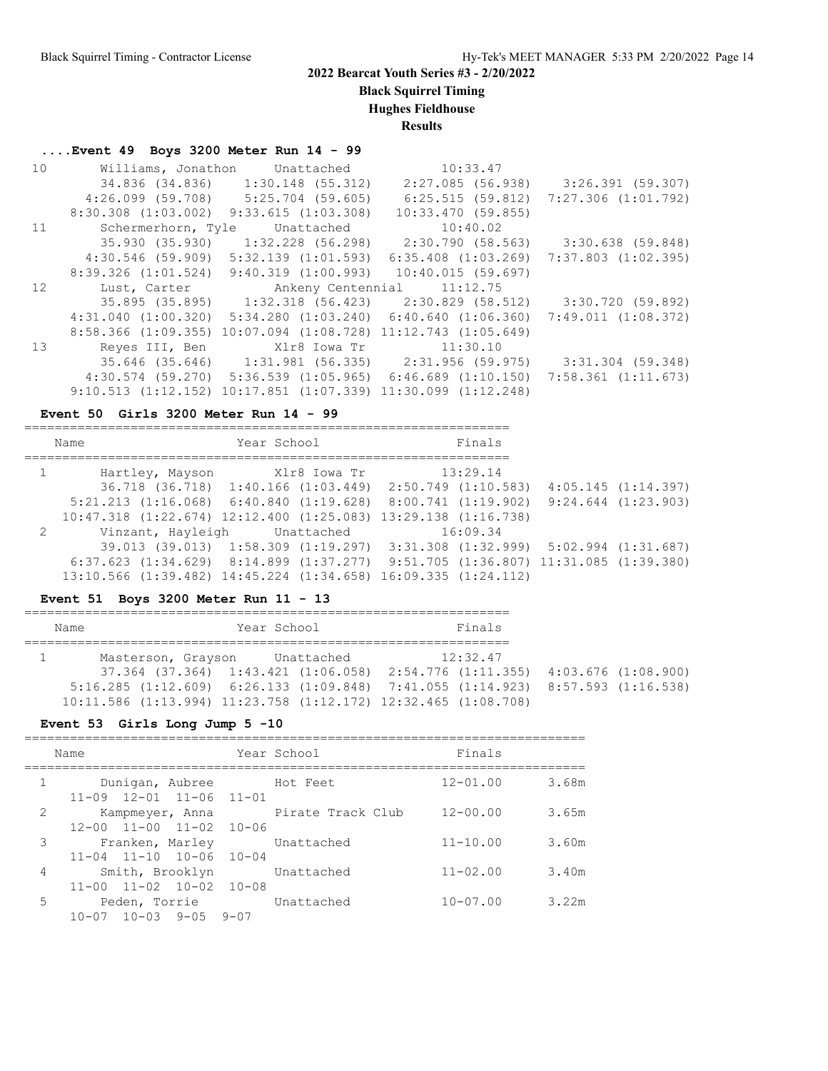## 2022 Bearcat Youth Series #3 - 2/20/2022

**Black Squirrel Timing**

**Hughes Fieldhouse**

**Results**

### ....Event 49 Boys 3200 Meter Run 14 - 99

```
10      Williams, Jonathon     Unattached             10:33.47
          34.836 (34.836)     1:30.148 (55.312)     2:27.085 (56.938)     3:26.391 (59.307)
        4:26.099 (59.708)     5:25.704 (59.605)     6:25.515 (59.812)   7:27.306 (1:01.792)
      8:30.308 (1:03.002)   9:33.615 (1:03.308)    10:33.470 (59.855)
11      Schermerhorn, Tyle     Unattached             10:40.02
          35.930 (35.930)     1:32.228 (56.298)     2:30.790 (58.563)     3:30.638 (59.848)
        4:30.546 (59.909)   5:32.139 (1:01.593)   6:35.408 (1:03.269)   7:37.803 (1:02.395)
      8:39.326 (1:01.524)   9:40.319 (1:00.993)    10:40.015 (59.697)
12      Lust, Carter           Ankeny Centennial      11:12.75
          35.895 (35.895)     1:32.318 (56.423)     2:30.829 (58.512)     3:30.720 (59.892)
      4:31.040 (1:00.320)   5:34.280 (1:03.240)   6:40.640 (1:06.360)   7:49.011 (1:08.372)
      8:58.366 (1:09.355)  10:07.094 (1:08.728)  11:12.743 (1:05.649)
13      Reyes III, Ben         Xlr8 Iowa Tr           11:30.10
          35.646 (35.646)     1:31.981 (56.335)     2:31.956 (59.975)     3:31.304 (59.348)
        4:30.574 (59.270)   5:36.539 (1:05.965)   6:46.689 (1:10.150)   7:58.361 (1:11.673)
      9:10.513 (1:12.152)  10:17.851 (1:07.339)  11:30.099 (1:12.248)
```

### Event 50 Girls 3200 Meter Run 14 - 99

```
================================================================
    Name                    Year School                  Finals
================================================================
 1      Hartley, Mayson        Xlr8 Iowa Tr           13:29.14
          36.718 (36.718)   1:40.166 (1:03.449)   2:50.749 (1:10.583)   4:05.145 (1:14.397)
      5:21.213 (1:16.068)   6:40.840 (1:19.628)   8:00.741 (1:19.902)   9:24.644 (1:23.903)
     10:47.318 (1:22.674)  12:12.400 (1:25.083)  13:29.138 (1:16.738)
 2      Vinzant, Hayleigh      Unattached             16:09.34
          39.013 (39.013)   1:58.309 (1:19.297)   3:31.308 (1:32.999)   5:02.994 (1:31.687)
      6:37.623 (1:34.629)   8:14.899 (1:37.277)   9:51.705 (1:36.807)  11:31.085 (1:39.380)
     13:10.566 (1:39.482)  14:45.224 (1:34.658)  16:09.335 (1:24.112)
```

### Event 51 Boys 3200 Meter Run 11 - 13

```
================================================================
    Name                    Year School                  Finals
================================================================
 1      Masterson, Grayson     Unattached             12:32.47
          37.364 (37.364)   1:43.421 (1:06.058)   2:54.776 (1:11.355)   4:03.676 (1:08.900)
      5:16.285 (1:12.609)   6:26.133 (1:09.848)   7:41.055 (1:14.923)   8:57.593 (1:16.538)
     10:11.586 (1:13.994)  11:23.758 (1:12.172)  12:32.465 (1:08.708)
```

### Event 53 Girls Long Jump 5 -10

```
=========================================================================
    Name                    Year School                  Finals
=========================================================================
 1      Dunigan, Aubree        Hot Feet               12-01.00     3.68m
     11-09  12-01  11-06  11-01
 2      Kampmeyer, Anna        Pirate Track Club      12-00.00     3.65m
     12-00  11-00  11-02  10-06
 3      Franken, Marley        Unattached             11-10.00     3.60m
     11-04  11-10  10-06  10-04
 4      Smith, Brooklyn        Unattached             11-02.00     3.40m
     11-00  11-02  10-02  10-08
 5      Peden, Torrie          Unattached             10-07.00     3.22m
     10-07  10-03  9-05  9-07
```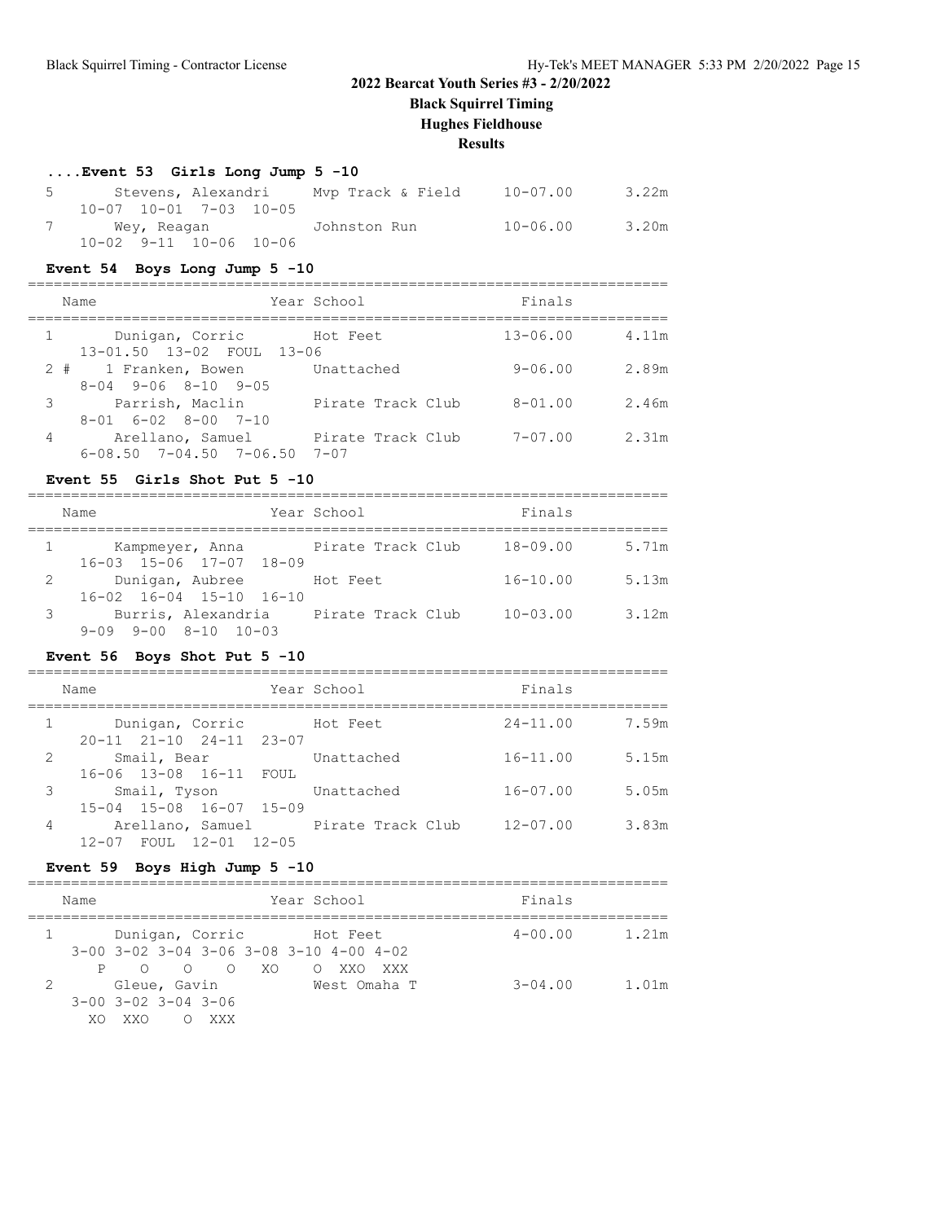## 2022 Bearcat Youth Series #3 - 2/20/2022

### Black Squirrel Timing
### Hughes Fieldhouse
### Results

#### ....Event 53 Girls Long Jump 5 -10

| Place | Name | Year | School | Finals | |
|---|---|---|---|---|---|
| 5 | Stevens, Alexandri | | Mvp Track & Field | 10-07.00 | 3.22m |
| | 10-07 10-01 7-03 10-05 | | | | |
| 7 | Wey, Reagan | | Johnston Run | 10-06.00 | 3.20m |
| | 10-02 9-11 10-06 10-06 | | | | |

#### Event 54 Boys Long Jump 5 -10

| Place | Name | Year | School | Finals | |
|---|---|---|---|---|---|
| 1 | Dunigan, Corric | | Hot Feet | 13-06.00 | 4.11m |
| | 13-01.50 13-02 FOUL 13-06 | | | | |
| 2 # | 1 Franken, Bowen | | Unattached | 9-06.00 | 2.89m |
| | 8-04 9-06 8-10 9-05 | | | | |
| 3 | Parrish, Maclin | | Pirate Track Club | 8-01.00 | 2.46m |
| | 8-01 6-02 8-00 7-10 | | | | |
| 4 | Arellano, Samuel | | Pirate Track Club | 7-07.00 | 2.31m |
| | 6-08.50 7-04.50 7-06.50 7-07 | | | | |

#### Event 55 Girls Shot Put 5 -10

| Place | Name | Year | School | Finals | |
|---|---|---|---|---|---|
| 1 | Kampmeyer, Anna | | Pirate Track Club | 18-09.00 | 5.71m |
| | 16-03 15-06 17-07 18-09 | | | | |
| 2 | Dunigan, Aubree | | Hot Feet | 16-10.00 | 5.13m |
| | 16-02 16-04 15-10 16-10 | | | | |
| 3 | Burris, Alexandria | | Pirate Track Club | 10-03.00 | 3.12m |
| | 9-09 9-00 8-10 10-03 | | | | |

#### Event 56 Boys Shot Put 5 -10

| Place | Name | Year | School | Finals | |
|---|---|---|---|---|---|
| 1 | Dunigan, Corric | | Hot Feet | 24-11.00 | 7.59m |
| | 20-11 21-10 24-11 23-07 | | | | |
| 2 | Smail, Bear | | Unattached | 16-11.00 | 5.15m |
| | 16-06 13-08 16-11 FOUL | | | | |
| 3 | Smail, Tyson | | Unattached | 16-07.00 | 5.05m |
| | 15-04 15-08 16-07 15-09 | | | | |
| 4 | Arellano, Samuel | | Pirate Track Club | 12-07.00 | 3.83m |
| | 12-07 FOUL 12-01 12-05 | | | | |

#### Event 59 Boys High Jump 5 -10

| Place | Name | Year | School | Finals | |
|---|---|---|---|---|---|
| 1 | Dunigan, Corric | | Hot Feet | 4-00.00 | 1.21m |
| | 3-00 3-02 3-04 3-06 3-08 3-10 4-00 4-02 | | | | |
| | P O O O XO O XXO XXX | | | | |
| 2 | Gleue, Gavin | | West Omaha T | 3-04.00 | 1.01m |
| | 3-00 3-02 3-04 3-06 | | | | |
| | XO XXO O XXX | | | | |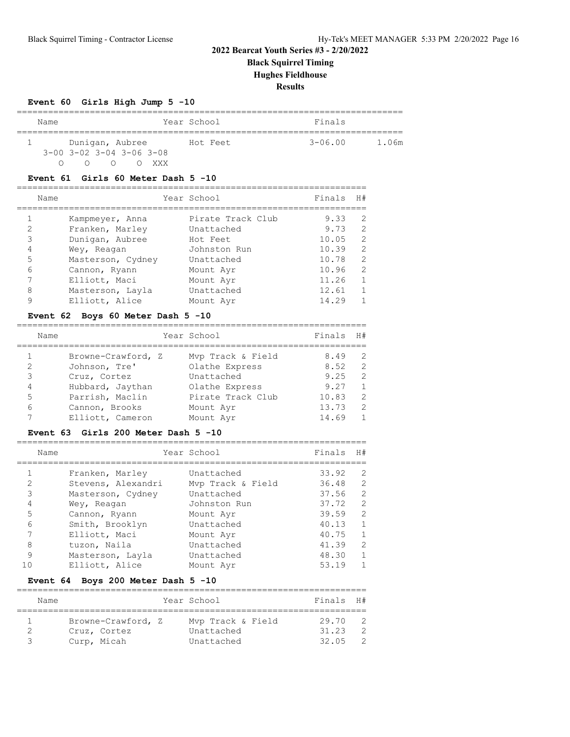# 2022 Bearcat Youth Series #3 - 2/20/2022

## Black Squirrel Timing

## Hughes Fieldhouse

## Results

### Event 60 Girls High Jump 5 -10

| | Name | Year | School | Finals | |
|---|---|---|---|---|---|
| 1 | Dunigan, Aubree | | Hot Feet | 3-06.00 | 1.06m |

```
3-00 3-02 3-04 3-06 3-08
  O    O    O    O  XXX
```

### Event 61 Girls 60 Meter Dash 5 -10

| | Name | Year | School | Finals | H# |
|---|---|---|---|---|---|
| 1 | Kampmeyer, Anna | | Pirate Track Club | 9.33 | 2 |
| 2 | Franken, Marley | | Unattached | 9.73 | 2 |
| 3 | Dunigan, Aubree | | Hot Feet | 10.05 | 2 |
| 4 | Wey, Reagan | | Johnston Run | 10.39 | 2 |
| 5 | Masterson, Cydney | | Unattached | 10.78 | 2 |
| 6 | Cannon, Ryann | | Mount Ayr | 10.96 | 2 |
| 7 | Elliott, Maci | | Mount Ayr | 11.26 | 1 |
| 8 | Masterson, Layla | | Unattached | 12.61 | 1 |
| 9 | Elliott, Alice | | Mount Ayr | 14.29 | 1 |

### Event 62 Boys 60 Meter Dash 5 -10

| | Name | Year | School | Finals | H# |
|---|---|---|---|---|---|
| 1 | Browne-Crawford, Z | | Mvp Track & Field | 8.49 | 2 |
| 2 | Johnson, Tre' | | Olathe Express | 8.52 | 2 |
| 3 | Cruz, Cortez | | Unattached | 9.25 | 2 |
| 4 | Hubbard, Jaythan | | Olathe Express | 9.27 | 1 |
| 5 | Parrish, Maclin | | Pirate Track Club | 10.83 | 2 |
| 6 | Cannon, Brooks | | Mount Ayr | 13.73 | 2 |
| 7 | Elliott, Cameron | | Mount Ayr | 14.69 | 1 |

### Event 63 Girls 200 Meter Dash 5 -10

| | Name | Year | School | Finals | H# |
|---|---|---|---|---|---|
| 1 | Franken, Marley | | Unattached | 33.92 | 2 |
| 2 | Stevens, Alexandri | | Mvp Track & Field | 36.48 | 2 |
| 3 | Masterson, Cydney | | Unattached | 37.56 | 2 |
| 4 | Wey, Reagan | | Johnston Run | 37.72 | 2 |
| 5 | Cannon, Ryann | | Mount Ayr | 39.59 | 2 |
| 6 | Smith, Brooklyn | | Unattached | 40.13 | 1 |
| 7 | Elliott, Maci | | Mount Ayr | 40.75 | 1 |
| 8 | tuzon, Naila | | Unattached | 41.39 | 2 |
| 9 | Masterson, Layla | | Unattached | 48.30 | 1 |
| 10 | Elliott, Alice | | Mount Ayr | 53.19 | 1 |

### Event 64 Boys 200 Meter Dash 5 -10

| | Name | Year | School | Finals | H# |
|---|---|---|---|---|---|
| 1 | Browne-Crawford, Z | | Mvp Track & Field | 29.70 | 2 |
| 2 | Cruz, Cortez | | Unattached | 31.23 | 2 |
| 3 | Curp, Micah | | Unattached | 32.05 | 2 |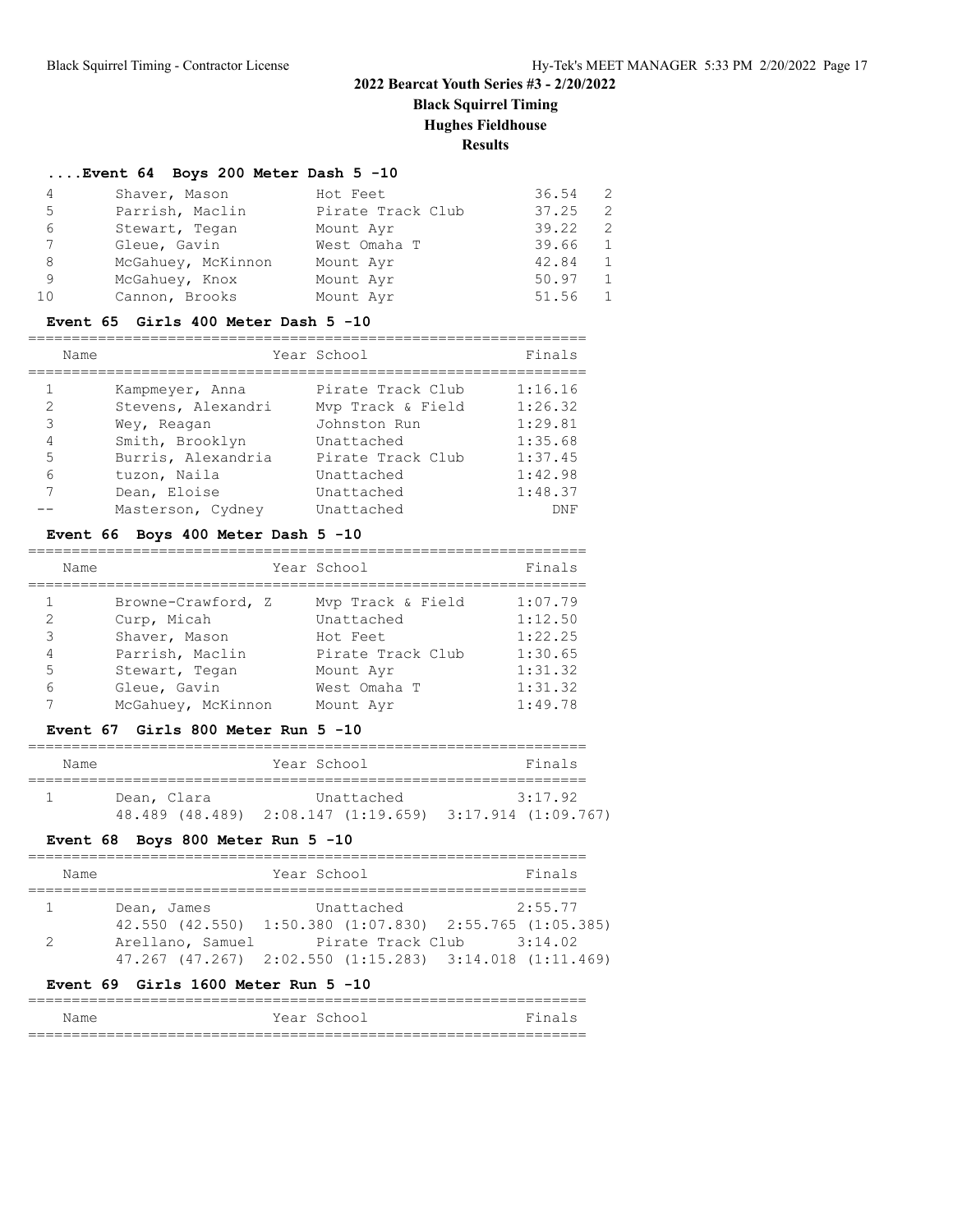# 2022 Bearcat Youth Series #3 - 2/20/2022

## Black Squirrel Timing

## Hughes Fieldhouse

## Results

### ....Event 64 Boys 200 Meter Dash 5 -10

| | Name | Year | School | Finals | H# |
|---|---|---|---|---|---|
| 4 | Shaver, Mason | | Hot Feet | 36.54 | 2 |
| 5 | Parrish, Maclin | | Pirate Track Club | 37.25 | 2 |
| 6 | Stewart, Tegan | | Mount Ayr | 39.22 | 2 |
| 7 | Gleue, Gavin | | West Omaha T | 39.66 | 1 |
| 8 | McGahuey, McKinnon | | Mount Ayr | 42.84 | 1 |
| 9 | McGahuey, Knox | | Mount Ayr | 50.97 | 1 |
| 10 | Cannon, Brooks | | Mount Ayr | 51.56 | 1 |

### Event 65 Girls 400 Meter Dash 5 -10

| | Name | Year | School | Finals |
|---|---|---|---|---|
| 1 | Kampmeyer, Anna | | Pirate Track Club | 1:16.16 |
| 2 | Stevens, Alexandri | | Mvp Track & Field | 1:26.32 |
| 3 | Wey, Reagan | | Johnston Run | 1:29.81 |
| 4 | Smith, Brooklyn | | Unattached | 1:35.68 |
| 5 | Burris, Alexandria | | Pirate Track Club | 1:37.45 |
| 6 | tuzon, Naila | | Unattached | 1:42.98 |
| 7 | Dean, Eloise | | Unattached | 1:48.37 |
| -- | Masterson, Cydney | | Unattached | DNF |

### Event 66 Boys 400 Meter Dash 5 -10

| | Name | Year | School | Finals |
|---|---|---|---|---|
| 1 | Browne-Crawford, Z | | Mvp Track & Field | 1:07.79 |
| 2 | Curp, Micah | | Unattached | 1:12.50 |
| 3 | Shaver, Mason | | Hot Feet | 1:22.25 |
| 4 | Parrish, Maclin | | Pirate Track Club | 1:30.65 |
| 5 | Stewart, Tegan | | Mount Ayr | 1:31.32 |
| 6 | Gleue, Gavin | | West Omaha T | 1:31.32 |
| 7 | McGahuey, McKinnon | | Mount Ayr | 1:49.78 |

### Event 67 Girls 800 Meter Run 5 -10

| | Name | Year | School | Finals |
|---|---|---|---|---|
| 1 | Dean, Clara | | Unattached | 3:17.92 |
| | 48.489 (48.489) 2:08.147 (1:19.659) 3:17.914 (1:09.767) | | | |

### Event 68 Boys 800 Meter Run 5 -10

| | Name | Year | School | Finals |
|---|---|---|---|---|
| 1 | Dean, James | | Unattached | 2:55.77 |
| | 42.550 (42.550) 1:50.380 (1:07.830) 2:55.765 (1:05.385) | | | |
| 2 | Arellano, Samuel | | Pirate Track Club | 3:14.02 |
| | 47.267 (47.267) 2:02.550 (1:15.283) 3:14.018 (1:11.469) | | | |

### Event 69 Girls 1600 Meter Run 5 -10

| Name | Year | School | Finals |
|---|---|---|---|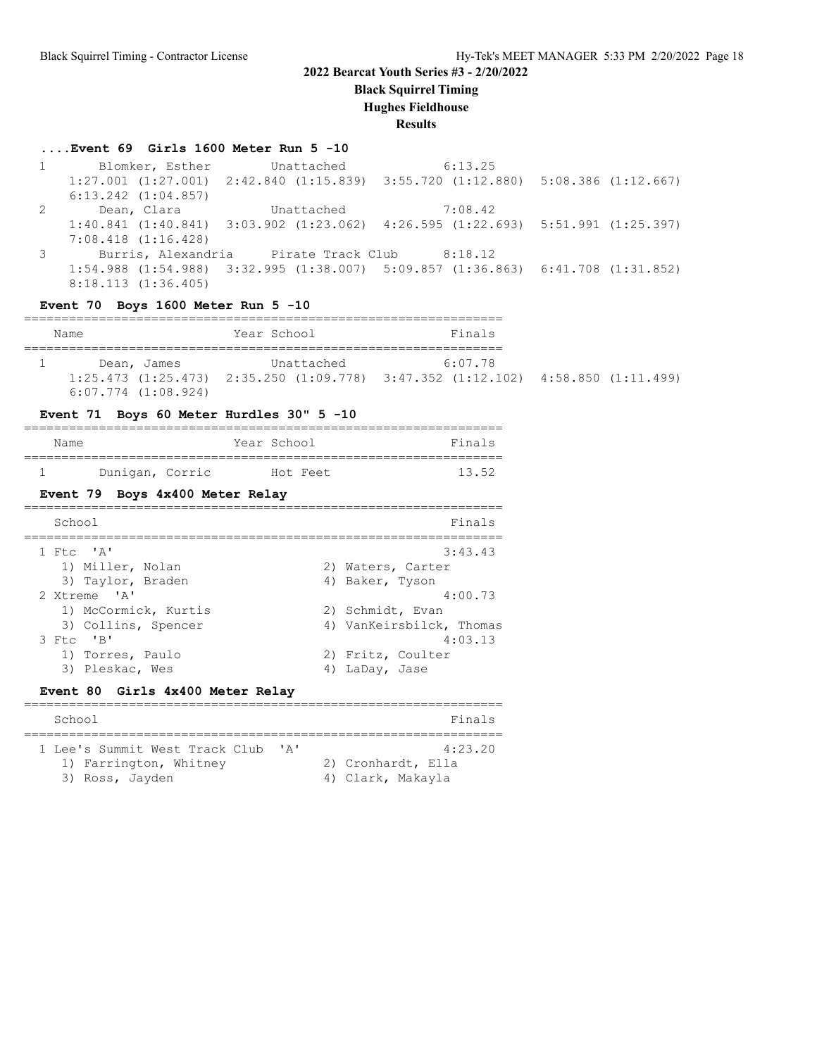## 2022 Bearcat Youth Series #3 - 2/20/2022

**Black Squirrel Timing**

**Hughes Fieldhouse**

**Results**

### ....Event 69 Girls 1600 Meter Run 5 -10

| | Name | School | Finals |
|---|---|---|---|
| 1 | Blomker, Esther | Unattached | 6:13.25 |
| | 1:27.001 (1:27.001) 2:42.840 (1:15.839) 3:55.720 (1:12.880) 5:08.386 (1:12.667) 6:13.242 (1:04.857) | | |
| 2 | Dean, Clara | Unattached | 7:08.42 |
| | 1:40.841 (1:40.841) 3:03.902 (1:23.062) 4:26.595 (1:22.693) 5:51.991 (1:25.397) 7:08.418 (1:16.428) | | |
| 3 | Burris, Alexandria | Pirate Track Club | 8:18.12 |
| | 1:54.988 (1:54.988) 3:32.995 (1:38.007) 5:09.857 (1:36.863) 6:41.708 (1:31.852) 8:18.113 (1:36.405) | | |

### Event 70 Boys 1600 Meter Run 5 -10

| | Name | Year School | Finals |
|---|---|---|---|
| 1 | Dean, James | Unattached | 6:07.78 |
| | 1:25.473 (1:25.473) 2:35.250 (1:09.778) 3:47.352 (1:12.102) 4:58.850 (1:11.499) 6:07.774 (1:08.924) | | |

### Event 71 Boys 60 Meter Hurdles 30" 5 -10

| | Name | Year School | Finals |
|---|---|---|---|
| 1 | Dunigan, Corric | Hot Feet | 13.52 |

### Event 79 Boys 4x400 Meter Relay

| | School | | Finals |
|---|---|---|---|
| 1 | Ftc 'A' | | 3:43.43 |
| | 1) Miller, Nolan | 2) Waters, Carter | |
| | 3) Taylor, Braden | 4) Baker, Tyson | |
| 2 | Xtreme 'A' | | 4:00.73 |
| | 1) McCormick, Kurtis | 2) Schmidt, Evan | |
| | 3) Collins, Spencer | 4) VanKeirsbilck, Thomas | |
| 3 | Ftc 'B' | | 4:03.13 |
| | 1) Torres, Paulo | 2) Fritz, Coulter | |
| | 3) Pleskac, Wes | 4) LaDay, Jase | |

### Event 80 Girls 4x400 Meter Relay

| | School | | Finals |
|---|---|---|---|
| 1 | Lee's Summit West Track Club 'A' | | 4:23.20 |
| | 1) Farrington, Whitney | 2) Cronhardt, Ella | |
| | 3) Ross, Jayden | 4) Clark, Makayla | |